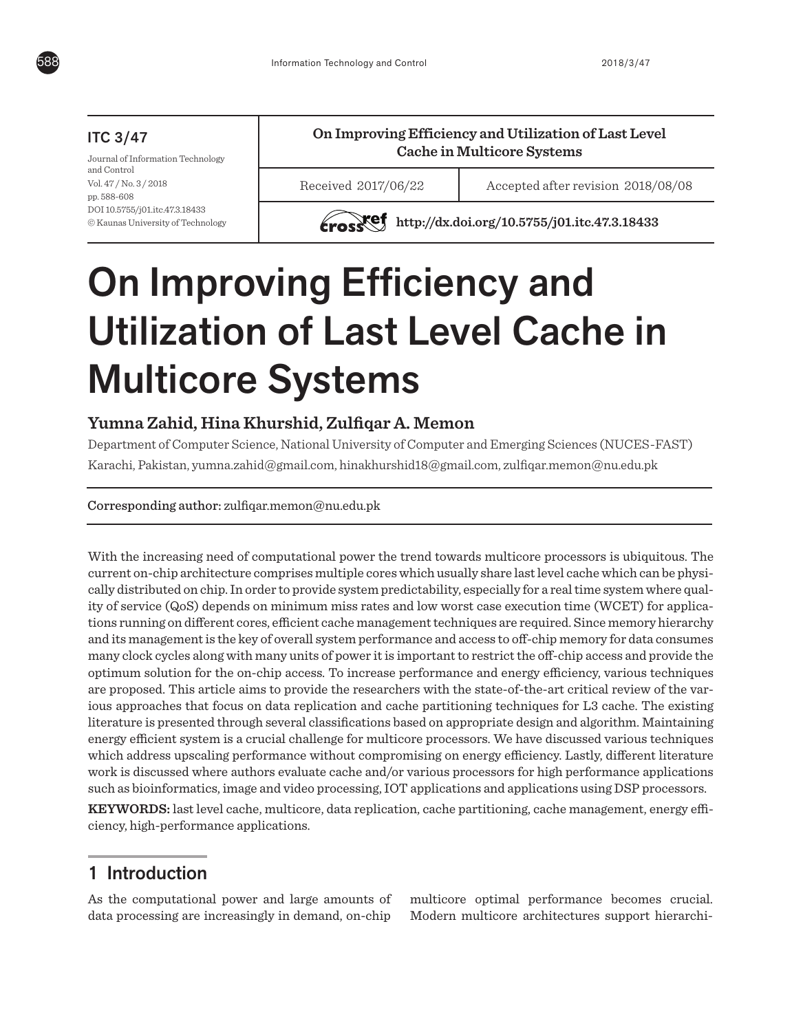ITC 3/47

Journal of Information Technology and Control

Vol. 47 / No. 3 / 2018

pp. 588-608

DOI 10.5755/j01.itc.47.3.18433

© Kaunas University of Technology

**On Improving Efficiency and Utilization of Last Level Cache in Multicore Systems**

Received 2017/06/22 | Accepted after revision 2018/08/08

http://dx.doi.org/10.5755/j01.itc.47.3.18433

# On Improving Efficiency and Utilization of Last Level Cache in Multicore Systems

**Yumna Zahid, Hina Khurshid, Zulfiqar A. Memon**

Department of Computer Science, National University of Computer and Emerging Sciences (NUCES-FAST) Karachi, Pakistan, yumna.zahid@gmail.com, hinakhurshid18@gmail.com, zulfiqar.memon@nu.edu.pk

**Corresponding author:** zulfiqar.memon@nu.edu.pk

With the increasing need of computational power the trend towards multicore processors is ubiquitous. The current on-chip architecture comprises multiple cores which usually share last level cache which can be physically distributed on chip. In order to provide system predictability, especially for a real time system where quality of service (QoS) depends on minimum miss rates and low worst case execution time (WCET) for applications running on different cores, efficient cache management techniques are required. Since memory hierarchy and its management is the key of overall system performance and access to off-chip memory for data consumes many clock cycles along with many units of power it is important to restrict the off-chip access and provide the optimum solution for the on-chip access. To increase performance and energy efficiency, various techniques are proposed. This article aims to provide the researchers with the state-of-the-art critical review of the various approaches that focus on data replication and cache partitioning techniques for L3 cache. The existing literature is presented through several classifications based on appropriate design and algorithm. Maintaining energy efficient system is a crucial challenge for multicore processors. We have discussed various techniques which address upscaling performance without compromising on energy efficiency. Lastly, different literature work is discussed where authors evaluate cache and/or various processors for high performance applications such as bioinformatics, image and video processing, IOT applications and applications using DSP processors.

**KEYWORDS:** last level cache, multicore, data replication, cache partitioning, cache management, energy efficiency, high-performance applications.

## 1 Introduction

As the computational power and large amounts of data processing are increasingly in demand, on-chip multicore optimal performance becomes crucial. Modern multicore architectures support hierarchi-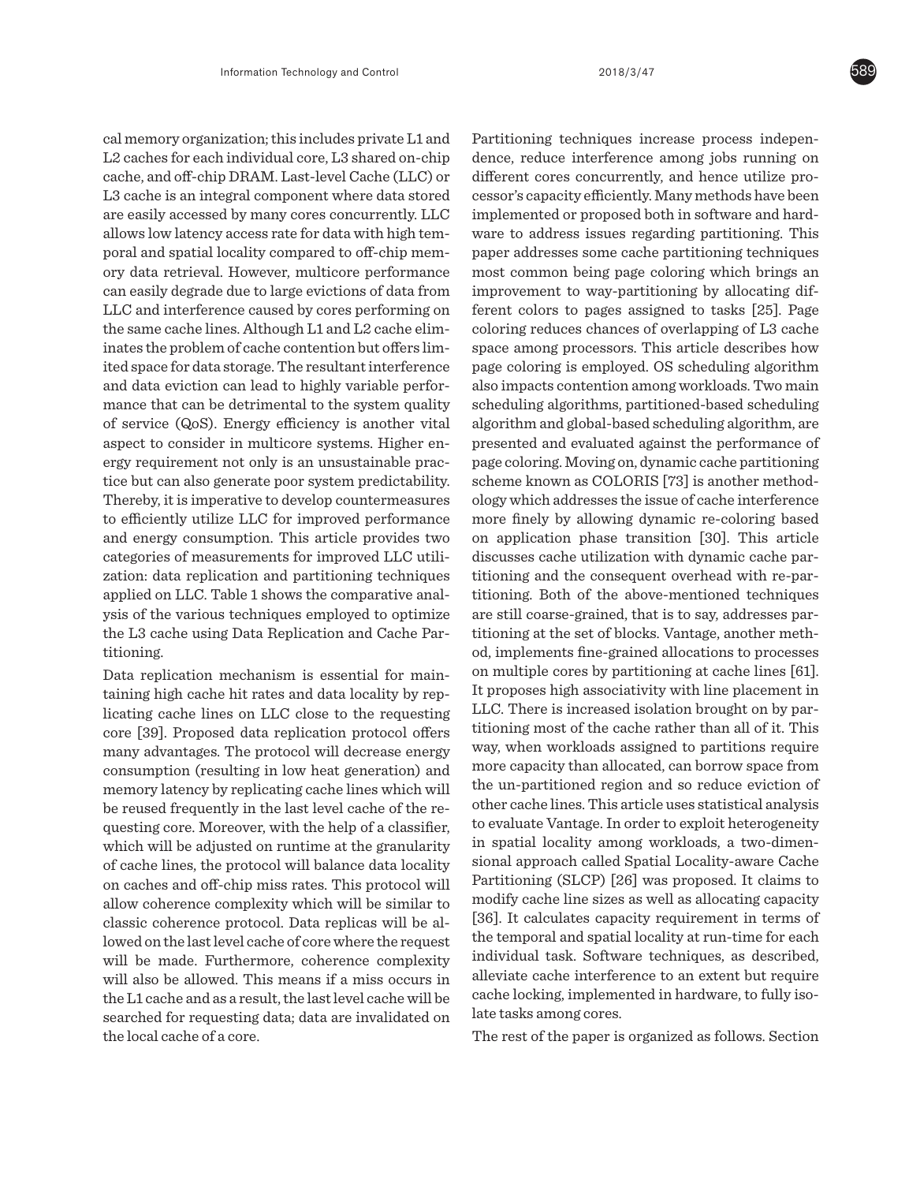cal memory organization; this includes private L1 and L2 caches for each individual core, L3 shared on-chip cache, and off-chip DRAM. Last-level Cache (LLC) or L3 cache is an integral component where data stored are easily accessed by many cores concurrently. LLC allows low latency access rate for data with high temporal and spatial locality compared to off-chip memory data retrieval. However, multicore performance can easily degrade due to large evictions of data from LLC and interference caused by cores performing on the same cache lines. Although L1 and L2 cache eliminates the problem of cache contention but offers limited space for data storage. The resultant interference and data eviction can lead to highly variable performance that can be detrimental to the system quality of service (QoS). Energy efficiency is another vital aspect to consider in multicore systems. Higher energy requirement not only is an unsustainable practice but can also generate poor system predictability. Thereby, it is imperative to develop countermeasures to efficiently utilize LLC for improved performance and energy consumption. This article provides two categories of measurements for improved LLC utilization: data replication and partitioning techniques applied on LLC. Table 1 shows the comparative analysis of the various techniques employed to optimize the L3 cache using Data Replication and Cache Partitioning.

Data replication mechanism is essential for maintaining high cache hit rates and data locality by replicating cache lines on LLC close to the requesting core [39]. Proposed data replication protocol offers many advantages. The protocol will decrease energy consumption (resulting in low heat generation) and memory latency by replicating cache lines which will be reused frequently in the last level cache of the requesting core. Moreover, with the help of a classifier, which will be adjusted on runtime at the granularity of cache lines, the protocol will balance data locality on caches and off-chip miss rates. This protocol will allow coherence complexity which will be similar to classic coherence protocol. Data replicas will be allowed on the last level cache of core where the request will be made. Furthermore, coherence complexity will also be allowed. This means if a miss occurs in the L1 cache and as a result, the last level cache will be searched for requesting data; data are invalidated on the local cache of a core.

Partitioning techniques increase process independence, reduce interference among jobs running on different cores concurrently, and hence utilize processor's capacity efficiently. Many methods have been implemented or proposed both in software and hardware to address issues regarding partitioning. This paper addresses some cache partitioning techniques most common being page coloring which brings an improvement to way-partitioning by allocating different colors to pages assigned to tasks [25]. Page coloring reduces chances of overlapping of L3 cache space among processors. This article describes how page coloring is employed. OS scheduling algorithm also impacts contention among workloads. Two main scheduling algorithms, partitioned-based scheduling algorithm and global-based scheduling algorithm, are presented and evaluated against the performance of page coloring. Moving on, dynamic cache partitioning scheme known as COLORIS [73] is another methodology which addresses the issue of cache interference more finely by allowing dynamic re-coloring based on application phase transition [30]. This article discusses cache utilization with dynamic cache partitioning and the consequent overhead with re-partitioning. Both of the above-mentioned techniques are still coarse-grained, that is to say, addresses partitioning at the set of blocks. Vantage, another method, implements fine-grained allocations to processes on multiple cores by partitioning at cache lines [61]. It proposes high associativity with line placement in LLC. There is increased isolation brought on by partitioning most of the cache rather than all of it. This way, when workloads assigned to partitions require more capacity than allocated, can borrow space from the un-partitioned region and so reduce eviction of other cache lines. This article uses statistical analysis to evaluate Vantage. In order to exploit heterogeneity in spatial locality among workloads, a two-dimensional approach called Spatial Locality-aware Cache Partitioning (SLCP) [26] was proposed. It claims to modify cache line sizes as well as allocating capacity [36]. It calculates capacity requirement in terms of the temporal and spatial locality at run-time for each individual task. Software techniques, as described, alleviate cache interference to an extent but require cache locking, implemented in hardware, to fully isolate tasks among cores.

The rest of the paper is organized as follows. Section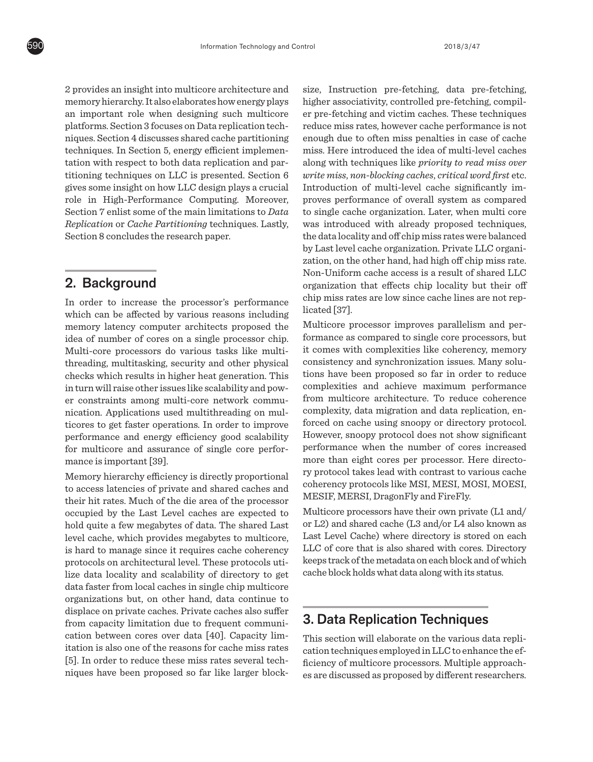2 provides an insight into multicore architecture and memory hierarchy. It also elaborates how energy plays an important role when designing such multicore platforms. Section 3 focuses on Data replication techniques. Section 4 discusses shared cache partitioning techniques. In Section 5, energy efficient implementation with respect to both data replication and partitioning techniques on LLC is presented. Section 6 gives some insight on how LLC design plays a crucial role in High-Performance Computing. Moreover, Section 7 enlist some of the main limitations to *Data Replication* or *Cache Partitioning* techniques. Lastly, Section 8 concludes the research paper.

## 2. Background

In order to increase the processor's performance which can be affected by various reasons including memory latency computer architects proposed the idea of number of cores on a single processor chip. Multi-core processors do various tasks like multithreading, multitasking, security and other physical checks which results in higher heat generation. This in turn will raise other issues like scalability and power constraints among multi-core network communication. Applications used multithreading on multicores to get faster operations. In order to improve performance and energy efficiency good scalability for multicore and assurance of single core performance is important [39].

Memory hierarchy efficiency is directly proportional to access latencies of private and shared caches and their hit rates. Much of the die area of the processor occupied by the Last Level caches are expected to hold quite a few megabytes of data. The shared Last level cache, which provides megabytes to multicore, is hard to manage since it requires cache coherency protocols on architectural level. These protocols utilize data locality and scalability of directory to get data faster from local caches in single chip multicore organizations but, on other hand, data continue to displace on private caches. Private caches also suffer from capacity limitation due to frequent communication between cores over data [40]. Capacity limitation is also one of the reasons for cache miss rates [5]. In order to reduce these miss rates several techniques have been proposed so far like larger block-size, Instruction pre-fetching, data pre-fetching, higher associativity, controlled pre-fetching, compiler pre-fetching and victim caches. These techniques reduce miss rates, however cache performance is not enough due to often miss penalties in case of cache miss. Here introduced the idea of multi-level caches along with techniques like *priority to read miss over write miss*, *non-blocking caches*, *critical word first* etc. Introduction of multi-level cache significantly improves performance of overall system as compared to single cache organization. Later, when multi core was introduced with already proposed techniques, the data locality and off chip miss rates were balanced by Last level cache organization. Private LLC organization, on the other hand, had high off chip miss rate. Non-Uniform cache access is a result of shared LLC organization that effects chip locality but their off chip miss rates are low since cache lines are not replicated [37].

Multicore processor improves parallelism and performance as compared to single core processors, but it comes with complexities like coherency, memory consistency and synchronization issues. Many solutions have been proposed so far in order to reduce complexities and achieve maximum performance from multicore architecture. To reduce coherence complexity, data migration and data replication, enforced on cache using snoopy or directory protocol. However, snoopy protocol does not show significant performance when the number of cores increased more than eight cores per processor. Here directory protocol takes lead with contrast to various cache coherency protocols like MSI, MESI, MOSI, MOESI, MESIF, MERSI, DragonFly and FireFly.

Multicore processors have their own private (L1 and/or L2) and shared cache (L3 and/or L4 also known as Last Level Cache) where directory is stored on each LLC of core that is also shared with cores. Directory keeps track of the metadata on each block and of which cache block holds what data along with its status.

## 3. Data Replication Techniques

This section will elaborate on the various data replication techniques employed in LLC to enhance the efficiency of multicore processors. Multiple approaches are discussed as proposed by different researchers.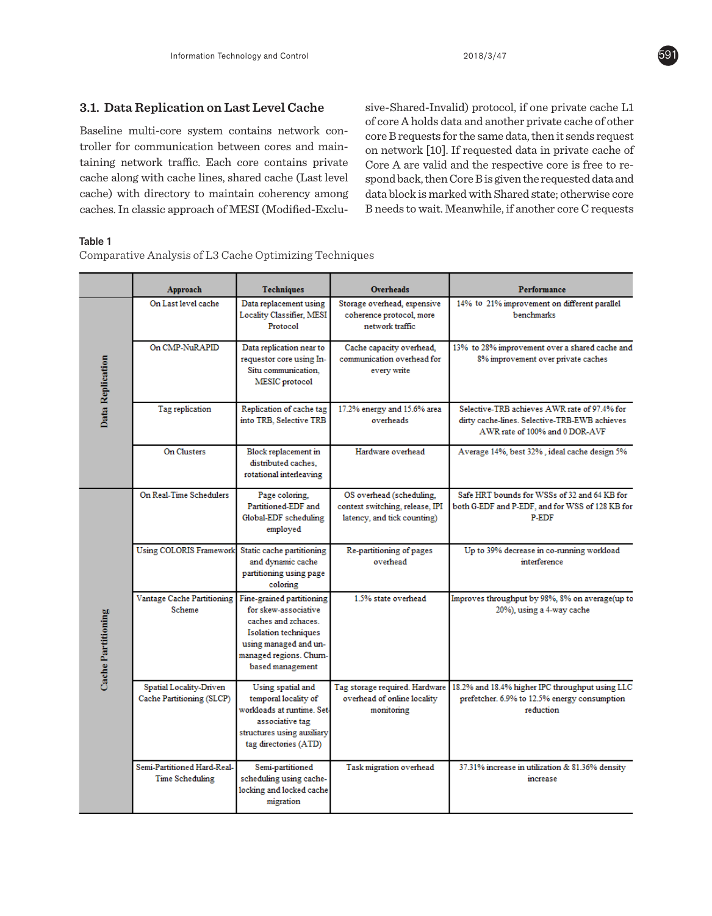### 3.1. Data Replication on Last Level Cache

Baseline multi-core system contains network controller for communication between cores and maintaining network traffic. Each core contains private cache along with cache lines, shared cache (Last level cache) with directory to maintain coherency among caches. In classic approach of MESI (Modified-Exclusive-Shared-Invalid) protocol, if one private cache L1 of core A holds data and another private cache of other core B requests for the same data, then it sends request on network [10]. If requested data in private cache of Core A are valid and the respective core is free to respond back, then Core B is given the requested data and data block is marked with Shared state; otherwise core B needs to wait. Meanwhile, if another core C requests

**Table 1**

Comparative Analysis of L3 Cache Optimizing Techniques

| | Approach | Techniques | Overheads | Performance |
|---|---|---|---|---|
| Data Replication | On Last level cache | Data replacement using Locality Classifier, MESI Protocol | Storage overhead, expensive coherence protocol, more network traffic | 14% to 21% improvement on different parallel benchmarks |
| | On CMP-NuRAPID | Data replication near to requestor core using In-Situ communication, MESIC protocol | Cache capacity overhead, communication overhead for every write | 13% to 28% improvement over a shared cache and 8% improvement over private caches |
| | Tag replication | Replication of cache tag into TRB, Selective TRB | 17.2% energy and 15.6% area overheads | Selective-TRB achieves AWR rate of 97.4% for dirty cache-lines. Selective-TRB-EWB achieves AWR rate of 100% and 0 DOR-AVF |
| | On Clusters | Block replacement in distributed caches, rotational interleaving | Hardware overhead | Average 14%, best 32% , ideal cache design 5% |
| Cache Partitioning | On Real-Time Schedulers | Page coloring, Partitioned-EDF and Global-EDF scheduling employed | OS overhead (scheduling, context switching, release, IPI latency, and tick counting) | Safe HRT bounds for WSSs of 32 and 64 KB for both G-EDF and P-EDF, and for WSS of 128 KB for P-EDF |
| | Using COLORIS Framework | Static cache partitioning and dynamic cache partitioning using page coloring | Re-partitioning of pages overhead | Up to 39% decrease in co-running workload interference |
| | Vantage Cache Partitioning Scheme | Fine-grained partitioning for skew-associative caches and zchaces. Isolation techniques using managed and un-managed regions. Churn-based management | 1.5% state overhead | Improves throughput by 98%, 8% on average(up to 20%), using a 4-way cache |
| | Spatial Locality-Driven Cache Partitioning (SLCP) | Using spatial and temporal locality of workloads at runtime. Set-associative tag structures using auxiliary tag directories (ATD) | Tag storage required. Hardware overhead of online locality monitoring | 18.2% and 18.4% higher IPC throughput using LLC prefetcher. 6.9% to 12.5% energy consumption reduction |
| | Semi-Partitioned Hard-Real-Time Scheduling | Semi-partitioned scheduling using cache-locking and locked cache migration | Task migration overhead | 37.31% increase in utilization & 81.36% density increase |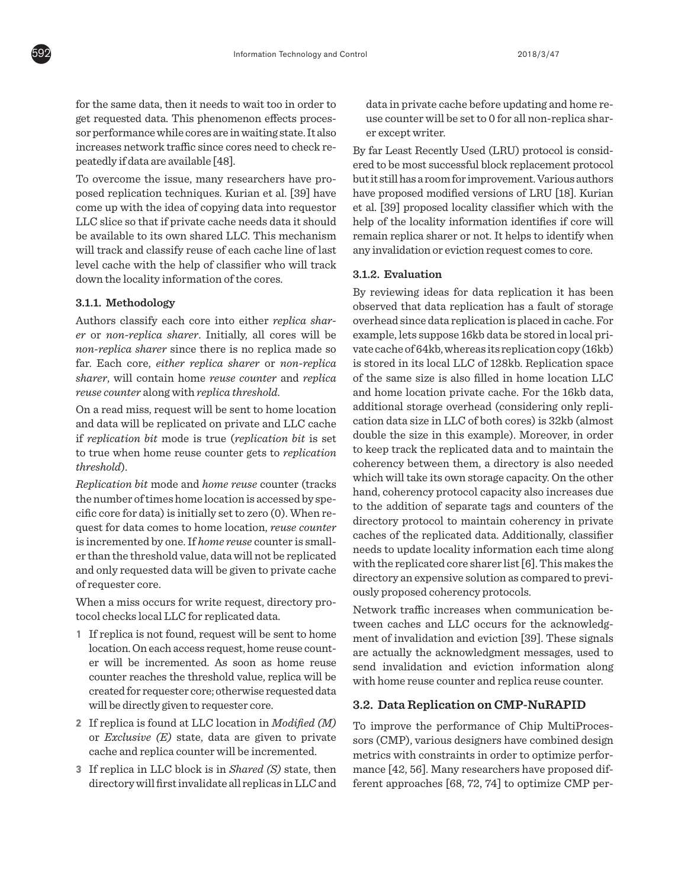for the same data, then it needs to wait too in order to get requested data. This phenomenon effects processor performance while cores are in waiting state. It also increases network traffic since cores need to check repeatedly if data are available [48].

To overcome the issue, many researchers have proposed replication techniques. Kurian et al. [39] have come up with the idea of copying data into requestor LLC slice so that if private cache needs data it should be available to its own shared LLC. This mechanism will track and classify reuse of each cache line of last level cache with the help of classifier who will track down the locality information of the cores.

### 3.1.1. Methodology

Authors classify each core into either *replica sharer* or *non-replica sharer*. Initially, all cores will be *non-replica sharer* since there is no replica made so far. Each core, *either replica sharer* or *non-replica sharer*, will contain home *reuse counter* and *replica reuse counter* along with *replica threshold*.

On a read miss, request will be sent to home location and data will be replicated on private and LLC cache if *replication bit* mode is true (*replication bit* is set to true when home reuse counter gets to *replication threshold*).

*Replication bit* mode and *home reuse* counter (tracks the number of times home location is accessed by specific core for data) is initially set to zero (0). When request for data comes to home location, *reuse counter* is incremented by one. If *home reuse* counter is smaller than the threshold value, data will not be replicated and only requested data will be given to private cache of requester core.

When a miss occurs for write request, directory protocol checks local LLC for replicated data.

1. If replica is not found, request will be sent to home location. On each access request, home reuse counter will be incremented. As soon as home reuse counter reaches the threshold value, replica will be created for requester core; otherwise requested data will be directly given to requester core.
2. If replica is found at LLC location in *Modified (M)* or *Exclusive (E)* state, data are given to private cache and replica counter will be incremented.
3. If replica in LLC block is in *Shared (S)* state, then directory will first invalidate all replicas in LLC and data in private cache before updating and home reuse counter will be set to 0 for all non-replica sharer except writer.

By far Least Recently Used (LRU) protocol is considered to be most successful block replacement protocol but it still has a room for improvement. Various authors have proposed modified versions of LRU [18]. Kurian et al. [39] proposed locality classifier which with the help of the locality information identifies if core will remain replica sharer or not. It helps to identify when any invalidation or eviction request comes to core.

### 3.1.2. Evaluation

By reviewing ideas for data replication it has been observed that data replication has a fault of storage overhead since data replication is placed in cache. For example, lets suppose 16kb data be stored in local private cache of 64kb, whereas its replication copy (16kb) is stored in its local LLC of 128kb. Replication space of the same size is also filled in home location LLC and home location private cache. For the 16kb data, additional storage overhead (considering only replication data size in LLC of both cores) is 32kb (almost double the size in this example). Moreover, in order to keep track the replicated data and to maintain the coherency between them, a directory is also needed which will take its own storage capacity. On the other hand, coherency protocol capacity also increases due to the addition of separate tags and counters of the directory protocol to maintain coherency in private caches of the replicated data. Additionally, classifier needs to update locality information each time along with the replicated core sharer list [6]. This makes the directory an expensive solution as compared to previously proposed coherency protocols.

Network traffic increases when communication between caches and LLC occurs for the acknowledgment of invalidation and eviction [39]. These signals are actually the acknowledgment messages, used to send invalidation and eviction information along with home reuse counter and replica reuse counter.

## 3.2. Data Replication on CMP-NuRAPID

To improve the performance of Chip MultiProcessors (CMP), various designers have combined design metrics with constraints in order to optimize performance [42, 56]. Many researchers have proposed different approaches [68, 72, 74] to optimize CMP per-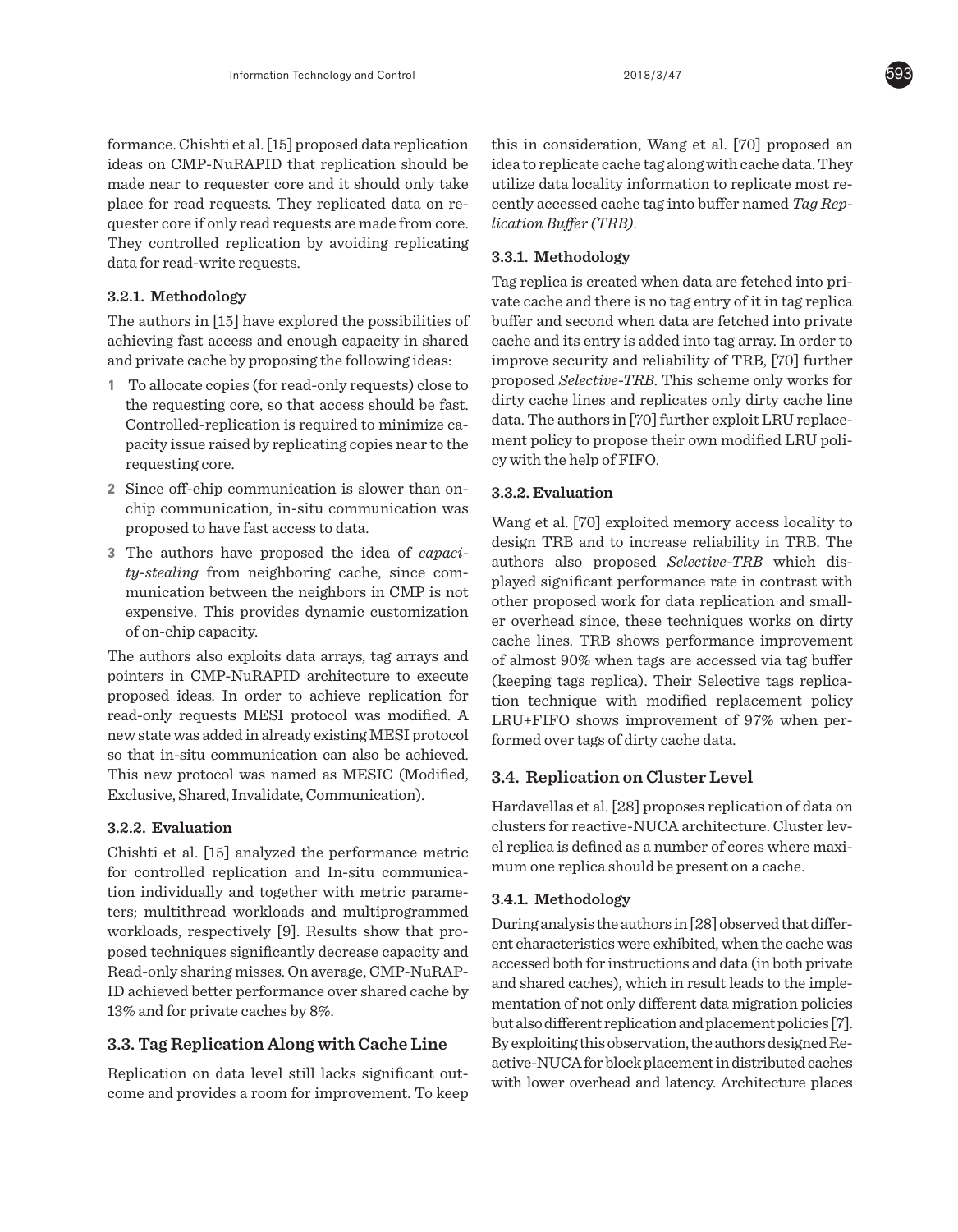formance. Chishti et al. [15] proposed data replication ideas on CMP-NuRAPID that replication should be made near to requester core and it should only take place for read requests. They replicated data on requester core if only read requests are made from core. They controlled replication by avoiding replicating data for read-write requests.

#### 3.2.1. Methodology

The authors in [15] have explored the possibilities of achieving fast access and enough capacity in shared and private cache by proposing the following ideas:

1. To allocate copies (for read-only requests) close to the requesting core, so that access should be fast. Controlled-replication is required to minimize capacity issue raised by replicating copies near to the requesting core.
2. Since off-chip communication is slower than on-chip communication, in-situ communication was proposed to have fast access to data.
3. The authors have proposed the idea of *capacity-stealing* from neighboring cache, since communication between the neighbors in CMP is not expensive. This provides dynamic customization of on-chip capacity.

The authors also exploits data arrays, tag arrays and pointers in CMP-NuRAPID architecture to execute proposed ideas. In order to achieve replication for read-only requests MESI protocol was modified. A new state was added in already existing MESI protocol so that in-situ communication can also be achieved. This new protocol was named as MESIC (Modified, Exclusive, Shared, Invalidate, Communication).

#### 3.2.2. Evaluation

Chishti et al. [15] analyzed the performance metric for controlled replication and In-situ communication individually and together with metric parameters; multithread workloads and multiprogrammed workloads, respectively [9]. Results show that proposed techniques significantly decrease capacity and Read-only sharing misses. On average, CMP-NuRAPID achieved better performance over shared cache by 13% and for private caches by 8%.

### 3.3. Tag Replication Along with Cache Line

Replication on data level still lacks significant outcome and provides a room for improvement. To keep this in consideration, Wang et al. [70] proposed an idea to replicate cache tag along with cache data. They utilize data locality information to replicate most recently accessed cache tag into buffer named *Tag Replication Buffer (TRB)*.

#### 3.3.1. Methodology

Tag replica is created when data are fetched into private cache and there is no tag entry of it in tag replica buffer and second when data are fetched into private cache and its entry is added into tag array. In order to improve security and reliability of TRB, [70] further proposed *Selective-TRB*. This scheme only works for dirty cache lines and replicates only dirty cache line data. The authors in [70] further exploit LRU replacement policy to propose their own modified LRU policy with the help of FIFO.

#### 3.3.2. Evaluation

Wang et al. [70] exploited memory access locality to design TRB and to increase reliability in TRB. The authors also proposed *Selective-TRB* which displayed significant performance rate in contrast with other proposed work for data replication and smaller overhead since, these techniques works on dirty cache lines. TRB shows performance improvement of almost 90% when tags are accessed via tag buffer (keeping tags replica). Their Selective tags replication technique with modified replacement policy LRU+FIFO shows improvement of 97% when performed over tags of dirty cache data.

### 3.4. Replication on Cluster Level

Hardavellas et al. [28] proposes replication of data on clusters for reactive-NUCA architecture. Cluster level replica is defined as a number of cores where maximum one replica should be present on a cache.

#### 3.4.1. Methodology

During analysis the authors in [28] observed that different characteristics were exhibited, when the cache was accessed both for instructions and data (in both private and shared caches), which in result leads to the implementation of not only different data migration policies but also different replication and placement policies [7]. By exploiting this observation, the authors designed Reactive-NUCA for block placement in distributed caches with lower overhead and latency. Architecture places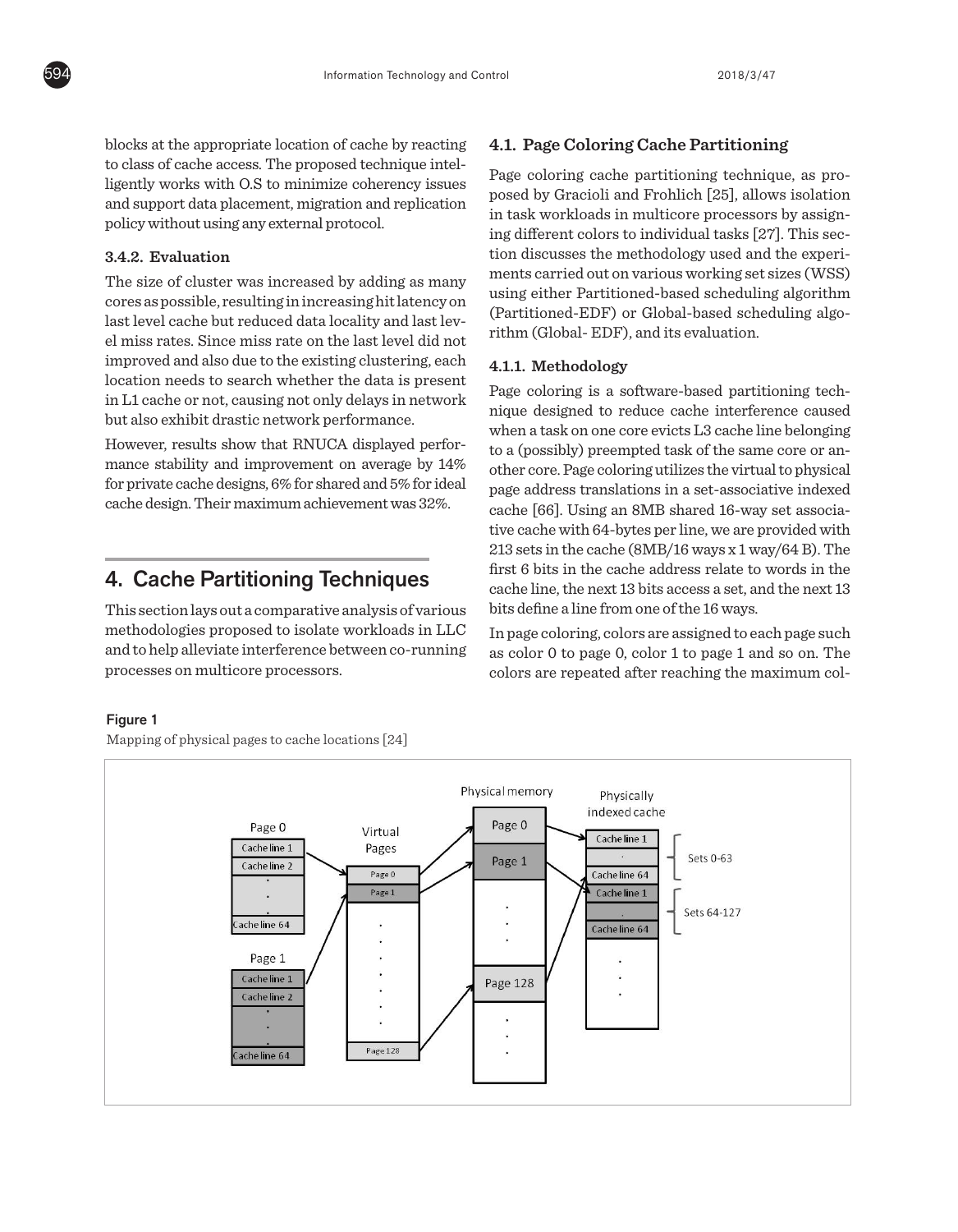blocks at the appropriate location of cache by reacting to class of cache access. The proposed technique intelligently works with O.S to minimize coherency issues and support data placement, migration and replication policy without using any external protocol.

#### 3.4.2. Evaluation

The size of cluster was increased by adding as many cores as possible, resulting in increasing hit latency on last level cache but reduced data locality and last level miss rates. Since miss rate on the last level did not improved and also due to the existing clustering, each location needs to search whether the data is present in L1 cache or not, causing not only delays in network but also exhibit drastic network performance.

However, results show that RNUCA displayed performance stability and improvement on average by 14% for private cache designs, 6% for shared and 5% for ideal cache design. Their maximum achievement was 32%.

## 4. Cache Partitioning Techniques

This section lays out a comparative analysis of various methodologies proposed to isolate workloads in LLC and to help alleviate interference between co-running processes on multicore processors.

### 4.1. Page Coloring Cache Partitioning

Page coloring cache partitioning technique, as proposed by Gracioli and Frohlich [25], allows isolation in task workloads in multicore processors by assigning different colors to individual tasks [27]. This section discusses the methodology used and the experiments carried out on various working set sizes (WSS) using either Partitioned-based scheduling algorithm (Partitioned-EDF) or Global-based scheduling algorithm (Global- EDF), and its evaluation.

#### 4.1.1. Methodology

Page coloring is a software-based partitioning technique designed to reduce cache interference caused when a task on one core evicts L3 cache line belonging to a (possibly) preempted task of the same core or another core. Page coloring utilizes the virtual to physical page address translations in a set-associative indexed cache [66]. Using an 8MB shared 16-way set associative cache with 64-bytes per line, we are provided with 213 sets in the cache (8MB/16 ways x 1 way/64 B). The first 6 bits in the cache address relate to words in the cache line, the next 13 bits access a set, and the next 13 bits define a line from one of the 16 ways.

In page coloring, colors are assigned to each page such as color 0 to page 0, color 1 to page 1 and so on. The colors are repeated after reaching the maximum col-

**Figure 1**

Mapping of physical pages to cache locations [24]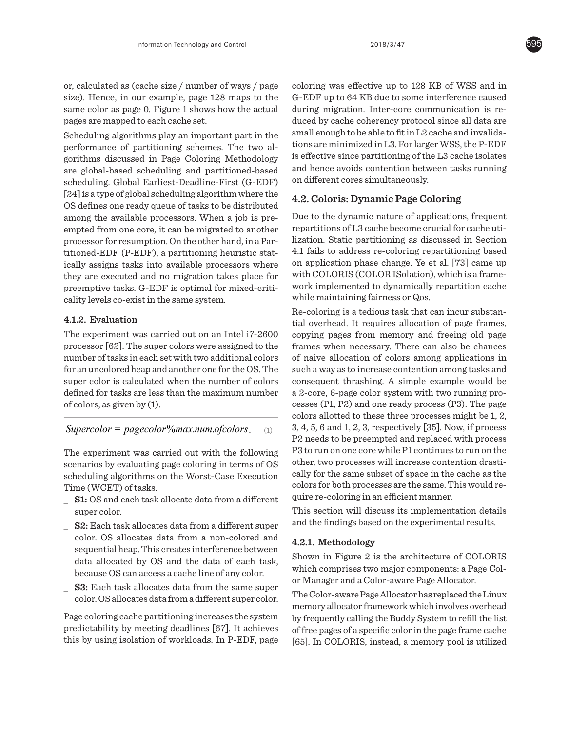or, calculated as (cache size / number of ways / page size). Hence, in our example, page 128 maps to the same color as page 0. Figure 1 shows how the actual pages are mapped to each cache set.

Scheduling algorithms play an important part in the performance of partitioning schemes. The two algorithms discussed in Page Coloring Methodology are global-based scheduling and partitioned-based scheduling. Global Earliest-Deadline-First (G-EDF) [24] is a type of global scheduling algorithm where the OS defines one ready queue of tasks to be distributed among the available processors. When a job is preempted from one core, it can be migrated to another processor for resumption. On the other hand, in a Partitioned-EDF (P-EDF), a partitioning heuristic statically assigns tasks into available processors where they are executed and no migration takes place for preemptive tasks. G-EDF is optimal for mixed-criticality levels co-exist in the same system.

#### 4.1.2. Evaluation

The experiment was carried out on an Intel i7-2600 processor [62]. The super colors were assigned to the number of tasks in each set with two additional colors for an uncolored heap and another one for the OS. The super color is calculated when the number of colors defined for tasks are less than the maximum number of colors, as given by (1).

$$Supercolor = pagecolor\%max.num.ofcolors. \quad (1)$$

The experiment was carried out with the following scenarios by evaluating page coloring in terms of OS scheduling algorithms on the Worst-Case Execution Time (WCET) of tasks.

- **S1:** OS and each task allocate data from a different super color.
- **S2:** Each task allocates data from a different super color. OS allocates data from a non-colored and sequential heap. This creates interference between data allocated by OS and the data of each task, because OS can access a cache line of any color.
- **S3:** Each task allocates data from the same super color. OS allocates data from a different super color.

Page coloring cache partitioning increases the system predictability by meeting deadlines [67]. It achieves this by using isolation of workloads. In P-EDF, page coloring was effective up to 128 KB of WSS and in G-EDF up to 64 KB due to some interference caused during migration. Inter-core communication is reduced by cache coherency protocol since all data are small enough to be able to fit in L2 cache and invalidations are minimized in L3. For larger WSS, the P-EDF is effective since partitioning of the L3 cache isolates and hence avoids contention between tasks running on different cores simultaneously.

### 4.2. Coloris: Dynamic Page Coloring

Due to the dynamic nature of applications, frequent repartitions of L3 cache become crucial for cache utilization. Static partitioning as discussed in Section 4.1 fails to address re-coloring repartitioning based on application phase change. Ye et al. [73] came up with COLORIS (COLOR ISolation), which is a framework implemented to dynamically repartition cache while maintaining fairness or Qos.

Re-coloring is a tedious task that can incur substantial overhead. It requires allocation of page frames, copying pages from memory and freeing old page frames when necessary. There can also be chances of naive allocation of colors among applications in such a way as to increase contention among tasks and consequent thrashing. A simple example would be a 2-core, 6-page color system with two running processes (P1, P2) and one ready process (P3). The page colors allotted to these three processes might be 1, 2, 3, 4, 5, 6 and 1, 2, 3, respectively [35]. Now, if process P2 needs to be preempted and replaced with process P3 to run on one core while P1 continues to run on the other, two processes will increase contention drastically for the same subset of space in the cache as the colors for both processes are the same. This would require re-coloring in an efficient manner.

This section will discuss its implementation details and the findings based on the experimental results.

#### 4.2.1. Methodology

Shown in Figure 2 is the architecture of COLORIS which comprises two major components: a Page Color Manager and a Color-aware Page Allocator.

The Color-aware Page Allocator has replaced the Linux memory allocator framework which involves overhead by frequently calling the Buddy System to refill the list of free pages of a specific color in the page frame cache [65]. In COLORIS, instead, a memory pool is utilized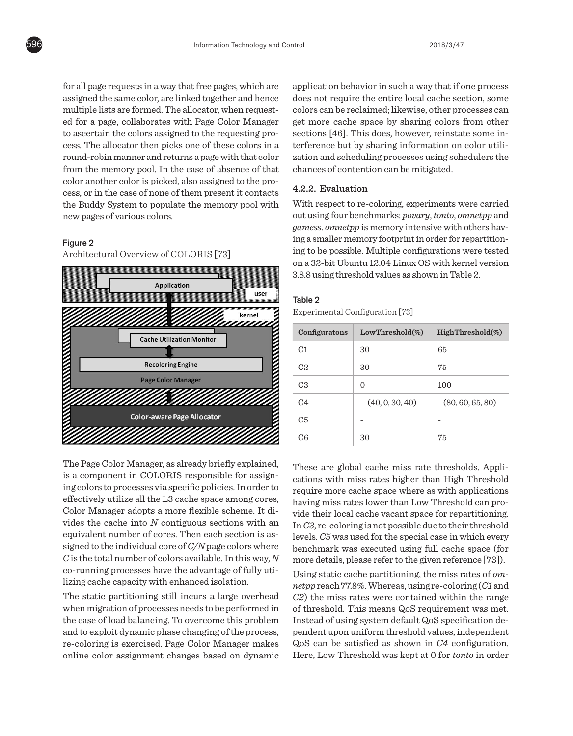for all page requests in a way that free pages, which are assigned the same color, are linked together and hence multiple lists are formed. The allocator, when requested for a page, collaborates with Page Color Manager to ascertain the colors assigned to the requesting process. The allocator then picks one of these colors in a round-robin manner and returns a page with that color from the memory pool. In the case of absence of that color another color is picked, also assigned to the process, or in the case of none of them present it contacts the Buddy System to populate the memory pool with new pages of various colors.

**Figure 2**

Architectural Overview of COLORIS [73]

The Page Color Manager, as already briefly explained, is a component in COLORIS responsible for assigning colors to processes via specific policies. In order to effectively utilize all the L3 cache space among cores, Color Manager adopts a more flexible scheme. It divides the cache into *N* contiguous sections with an equivalent number of cores. Then each section is assigned to the individual core of *C/N* page colors where *C* is the total number of colors available. In this way, *N* co-running processes have the advantage of fully utilizing cache capacity with enhanced isolation.

The static partitioning still incurs a large overhead when migration of processes needs to be performed in the case of load balancing. To overcome this problem and to exploit dynamic phase changing of the process, re-coloring is exercised. Page Color Manager makes online color assignment changes based on dynamic application behavior in such a way that if one process does not require the entire local cache section, some colors can be reclaimed; likewise, other processes can get more cache space by sharing colors from other sections [46]. This does, however, reinstate some interference but by sharing information on color utilization and scheduling processes using schedulers the chances of contention can be mitigated.

#### 4.2.2. Evaluation

With respect to re-coloring, experiments were carried out using four benchmarks: *povary*, *tonto*, *omnetpp* and *gamess*. *omnetpp* is memory intensive with others having a smaller memory footprint in order for repartitioning to be possible. Multiple configurations were tested on a 32-bit Ubuntu 12.04 Linux OS with kernel version 3.8.8 using threshold values as shown in Table 2.

**Table 2**

Experimental Configuration [73]

| Configuratons | LowThreshold(%) | HighThreshold(%) |
| --- | --- | --- |
| C1 | 30 | 65 |
| C2 | 30 | 75 |
| C3 | 0 | 100 |
| C4 | (40, 0, 30, 40) | (80, 60, 65, 80) |
| C5 | - | - |
| C6 | 30 | 75 |

These are global cache miss rate thresholds. Applications with miss rates higher than High Threshold require more cache space where as with applications having miss rates lower than Low Threshold can provide their local cache vacant space for repartitioning. In *C3*, re-coloring is not possible due to their threshold levels. *C5* was used for the special case in which every benchmark was executed using full cache space (for more details, please refer to the given reference [73]).

Using static cache partitioning, the miss rates of *omnetpp* reach 77.8%. Whereas, using re-coloring (*C1* and *C2*) the miss rates were contained within the range of threshold. This means QoS requirement was met. Instead of using system default QoS specification dependent upon uniform threshold values, independent QoS can be satisfied as shown in *C4* configuration. Here, Low Threshold was kept at 0 for *tonto* in order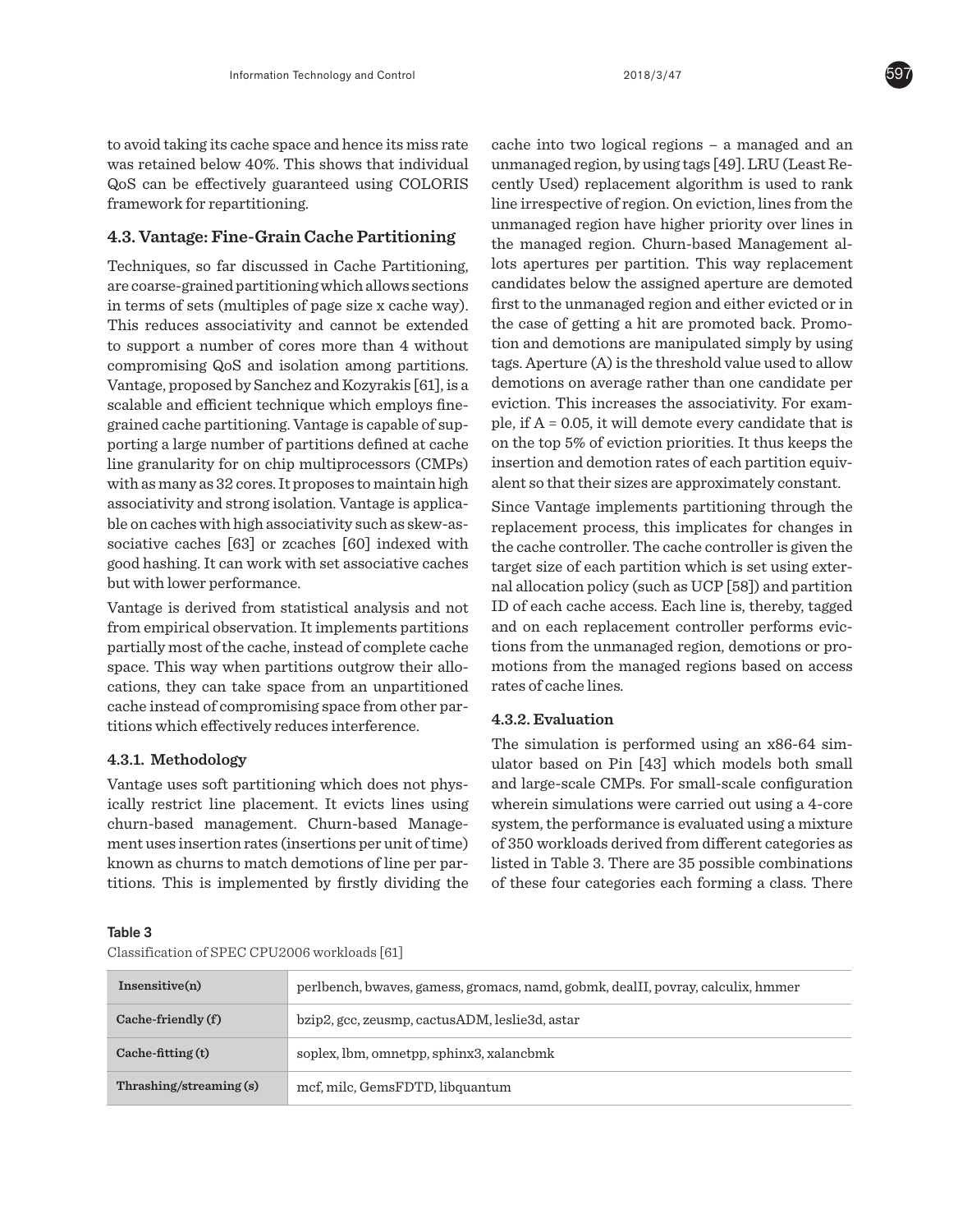to avoid taking its cache space and hence its miss rate was retained below 40%. This shows that individual QoS can be effectively guaranteed using COLORIS framework for repartitioning.

### 4.3. Vantage: Fine-Grain Cache Partitioning

Techniques, so far discussed in Cache Partitioning, are coarse-grained partitioning which allows sections in terms of sets (multiples of page size x cache way). This reduces associativity and cannot be extended to support a number of cores more than 4 without compromising QoS and isolation among partitions. Vantage, proposed by Sanchez and Kozyrakis [61], is a scalable and efficient technique which employs fine-grained cache partitioning. Vantage is capable of supporting a large number of partitions defined at cache line granularity for on chip multiprocessors (CMPs) with as many as 32 cores. It proposes to maintain high associativity and strong isolation. Vantage is applicable on caches with high associativity such as skew-associative caches [63] or zcaches [60] indexed with good hashing. It can work with set associative caches but with lower performance.

Vantage is derived from statistical analysis and not from empirical observation. It implements partitions partially most of the cache, instead of complete cache space. This way when partitions outgrow their allocations, they can take space from an unpartitioned cache instead of compromising space from other partitions which effectively reduces interference.

#### 4.3.1. Methodology

Vantage uses soft partitioning which does not physically restrict line placement. It evicts lines using churn-based management. Churn-based Management uses insertion rates (insertions per unit of time) known as churns to match demotions of line per partitions. This is implemented by firstly dividing the cache into two logical regions – a managed and an unmanaged region, by using tags [49]. LRU (Least Recently Used) replacement algorithm is used to rank line irrespective of region. On eviction, lines from the unmanaged region have higher priority over lines in the managed region. Churn-based Management allots apertures per partition. This way replacement candidates below the assigned aperture are demoted first to the unmanaged region and either evicted or in the case of getting a hit are promoted back. Promotion and demotions are manipulated simply by using tags. Aperture (A) is the threshold value used to allow demotions on average rather than one candidate per eviction. This increases the associativity. For example, if A = 0.05, it will demote every candidate that is on the top 5% of eviction priorities. It thus keeps the insertion and demotion rates of each partition equivalent so that their sizes are approximately constant.

Since Vantage implements partitioning through the replacement process, this implicates for changes in the cache controller. The cache controller is given the target size of each partition which is set using external allocation policy (such as UCP [58]) and partition ID of each cache access. Each line is, thereby, tagged and on each replacement controller performs evictions from the unmanaged region, demotions or promotions from the managed regions based on access rates of cache lines.

#### 4.3.2. Evaluation

The simulation is performed using an x86-64 simulator based on Pin [43] which models both small and large-scale CMPs. For small-scale configuration wherein simulations were carried out using a 4-core system, the performance is evaluated using a mixture of 350 workloads derived from different categories as listed in Table 3. There are 35 possible combinations of these four categories each forming a class. There

**Table 3**

Classification of SPEC CPU2006 workloads [61]

| | |
|---|---|
| **Insensitive(n)** | perlbench, bwaves, gamess, gromacs, namd, gobmk, dealII, povray, calculix, hmmer |
| **Cache-friendly (f)** | bzip2, gcc, zeusmp, cactusADM, leslie3d, astar |
| **Cache-fitting (t)** | soplex, lbm, omnetpp, sphinx3, xalancbmk |
| **Thrashing/streaming (s)** | mcf, milc, GemsFDTD, libquantum |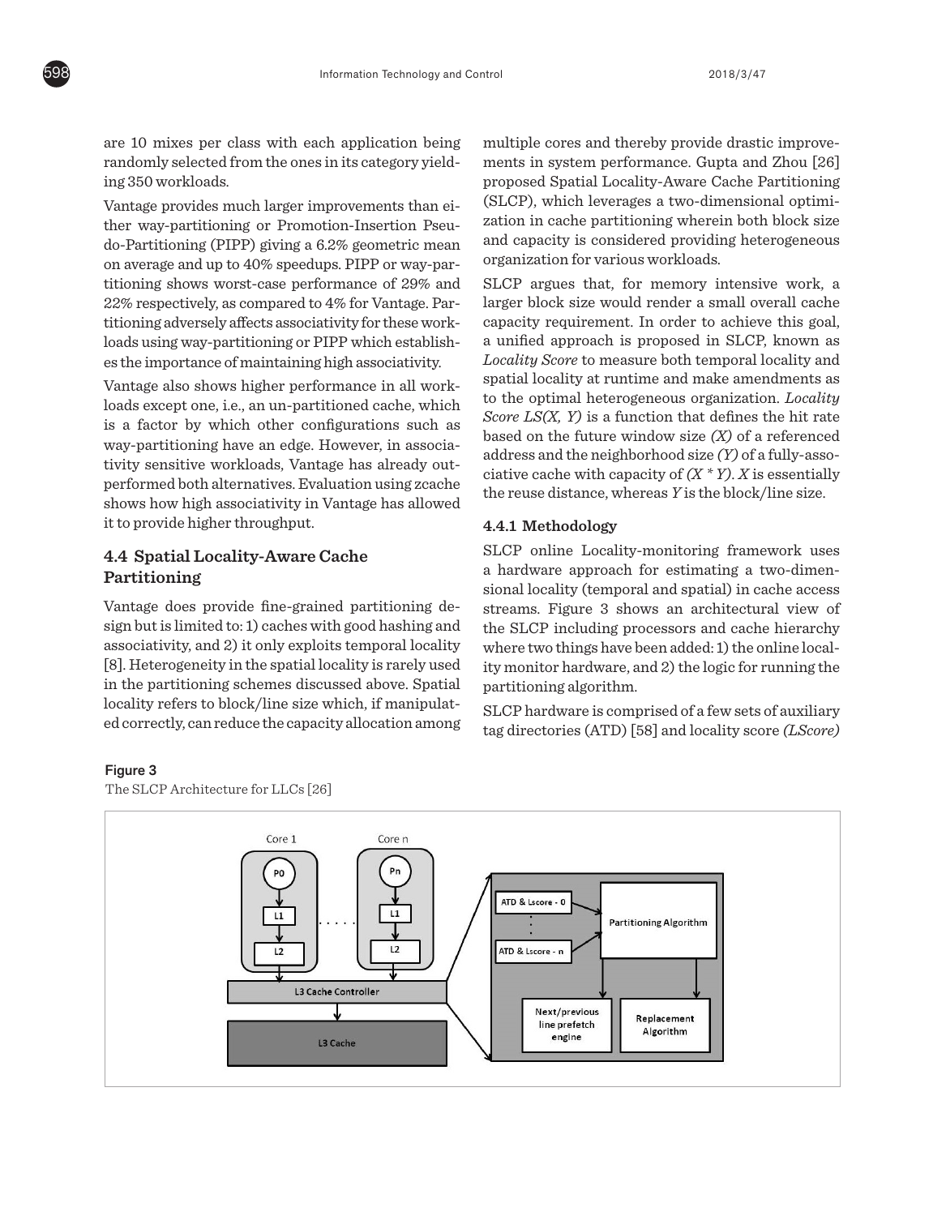are 10 mixes per class with each application being randomly selected from the ones in its category yielding 350 workloads.

Vantage provides much larger improvements than either way-partitioning or Promotion-Insertion Pseudo-Partitioning (PIPP) giving a 6.2% geometric mean on average and up to 40% speedups. PIPP or way-partitioning shows worst-case performance of 29% and 22% respectively, as compared to 4% for Vantage. Partitioning adversely affects associativity for these workloads using way-partitioning or PIPP which establishes the importance of maintaining high associativity.

Vantage also shows higher performance in all workloads except one, i.e., an un-partitioned cache, which is a factor by which other configurations such as way-partitioning have an edge. However, in associativity sensitive workloads, Vantage has already outperformed both alternatives. Evaluation using zcache shows how high associativity in Vantage has allowed it to provide higher throughput.

## 4.4 Spatial Locality-Aware Cache Partitioning

Vantage does provide fine-grained partitioning design but is limited to: 1) caches with good hashing and associativity, and 2) it only exploits temporal locality [8]. Heterogeneity in the spatial locality is rarely used in the partitioning schemes discussed above. Spatial locality refers to block/line size which, if manipulated correctly, can reduce the capacity allocation among multiple cores and thereby provide drastic improvements in system performance. Gupta and Zhou [26] proposed Spatial Locality-Aware Cache Partitioning (SLCP), which leverages a two-dimensional optimization in cache partitioning wherein both block size and capacity is considered providing heterogeneous organization for various workloads.

SLCP argues that, for memory intensive work, a larger block size would render a small overall cache capacity requirement. In order to achieve this goal, a unified approach is proposed in SLCP, known as *Locality Score* to measure both temporal locality and spatial locality at runtime and make amendments as to the optimal heterogeneous organization. *Locality Score LS(X, Y)* is a function that defines the hit rate based on the future window size *(X)* of a referenced address and the neighborhood size *(Y)* of a fully-associative cache with capacity of *(X \* Y)*. *X* is essentially the reuse distance, whereas *Y* is the block/line size.

### 4.4.1 Methodology

SLCP online Locality-monitoring framework uses a hardware approach for estimating a two-dimensional locality (temporal and spatial) in cache access streams. Figure 3 shows an architectural view of the SLCP including processors and cache hierarchy where two things have been added: 1) the online locality monitor hardware, and 2) the logic for running the partitioning algorithm.

SLCP hardware is comprised of a few sets of auxiliary tag directories (ATD) [58] and locality score *(LScore)*

**Figure 3**
The SLCP Architecture for LLCs [26]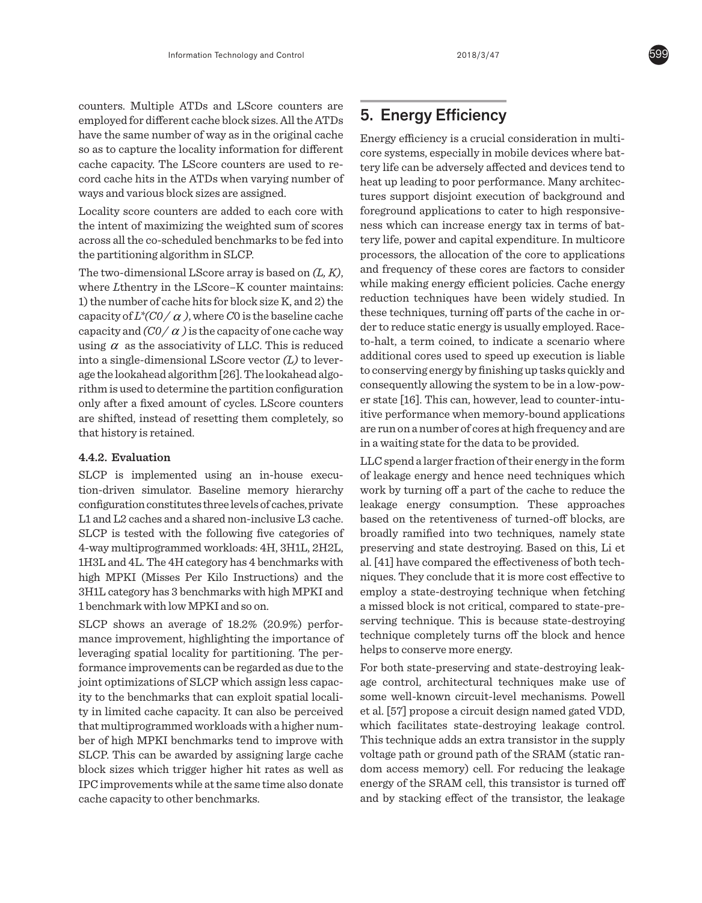counters. Multiple ATDs and LScore counters are employed for different cache block sizes. All the ATDs have the same number of way as in the original cache so as to capture the locality information for different cache capacity. The LScore counters are used to record cache hits in the ATDs when varying number of ways and various block sizes are assigned.

Locality score counters are added to each core with the intent of maximizing the weighted sum of scores across all the co-scheduled benchmarks to be fed into the partitioning algorithm in SLCP.

The two-dimensional LScore array is based on *(L, K)*, where *L*thentry in the LScore–K counter maintains: 1) the number of cache hits for block size K, and 2) the capacity of $L^*(C0/\alpha)$, where *C*0 is the baseline cache capacity and $(C0/\alpha)$ is the capacity of one cache way using $\alpha$ as the associativity of LLC. This is reduced into a single-dimensional LScore vector *(L)* to leverage the lookahead algorithm [26]. The lookahead algorithm is used to determine the partition configuration only after a fixed amount of cycles. LScore counters are shifted, instead of resetting them completely, so that history is retained.

#### 4.4.2. Evaluation

SLCP is implemented using an in-house execution-driven simulator. Baseline memory hierarchy configuration constitutes three levels of caches, private L1 and L2 caches and a shared non-inclusive L3 cache. SLCP is tested with the following five categories of 4-way multiprogrammed workloads: 4H, 3H1L, 2H2L, 1H3L and 4L. The 4H category has 4 benchmarks with high MPKI (Misses Per Kilo Instructions) and the 3H1L category has 3 benchmarks with high MPKI and 1 benchmark with low MPKI and so on.

SLCP shows an average of 18.2% (20.9%) performance improvement, highlighting the importance of leveraging spatial locality for partitioning. The performance improvements can be regarded as due to the joint optimizations of SLCP which assign less capacity to the benchmarks that can exploit spatial locality in limited cache capacity. It can also be perceived that multiprogrammed workloads with a higher number of high MPKI benchmarks tend to improve with SLCP. This can be awarded by assigning large cache block sizes which trigger higher hit rates as well as IPC improvements while at the same time also donate cache capacity to other benchmarks.

## 5. Energy Efficiency

Energy efficiency is a crucial consideration in multicore systems, especially in mobile devices where battery life can be adversely affected and devices tend to heat up leading to poor performance. Many architectures support disjoint execution of background and foreground applications to cater to high responsiveness which can increase energy tax in terms of battery life, power and capital expenditure. In multicore processors, the allocation of the core to applications and frequency of these cores are factors to consider while making energy efficient policies. Cache energy reduction techniques have been widely studied. In these techniques, turning off parts of the cache in order to reduce static energy is usually employed. Race-to-halt, a term coined, to indicate a scenario where additional cores used to speed up execution is liable to conserving energy by finishing up tasks quickly and consequently allowing the system to be in a low-power state [16]. This can, however, lead to counter-intuitive performance when memory-bound applications are run on a number of cores at high frequency and are in a waiting state for the data to be provided.

LLC spend a larger fraction of their energy in the form of leakage energy and hence need techniques which work by turning off a part of the cache to reduce the leakage energy consumption. These approaches based on the retentiveness of turned-off blocks, are broadly ramified into two techniques, namely state preserving and state destroying. Based on this, Li et al. [41] have compared the effectiveness of both techniques. They conclude that it is more cost effective to employ a state-destroying technique when fetching a missed block is not critical, compared to state-preserving technique. This is because state-destroying technique completely turns off the block and hence helps to conserve more energy.

For both state-preserving and state-destroying leakage control, architectural techniques make use of some well-known circuit-level mechanisms. Powell et al. [57] propose a circuit design named gated VDD, which facilitates state-destroying leakage control. This technique adds an extra transistor in the supply voltage path or ground path of the SRAM (static random access memory) cell. For reducing the leakage energy of the SRAM cell, this transistor is turned off and by stacking effect of the transistor, the leakage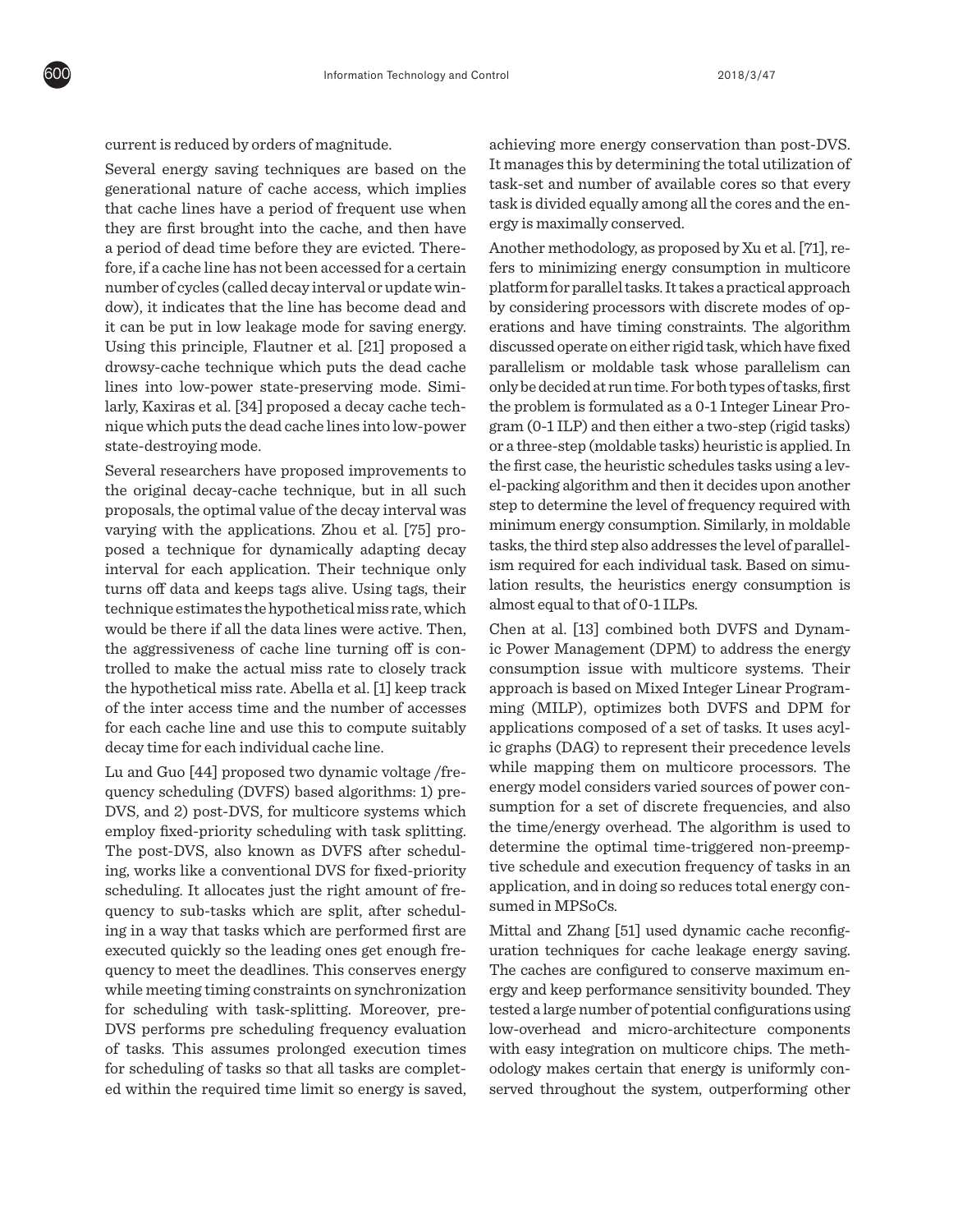current is reduced by orders of magnitude.

Several energy saving techniques are based on the generational nature of cache access, which implies that cache lines have a period of frequent use when they are first brought into the cache, and then have a period of dead time before they are evicted. Therefore, if a cache line has not been accessed for a certain number of cycles (called decay interval or update window), it indicates that the line has become dead and it can be put in low leakage mode for saving energy. Using this principle, Flautner et al. [21] proposed a drowsy-cache technique which puts the dead cache lines into low-power state-preserving mode. Similarly, Kaxiras et al. [34] proposed a decay cache technique which puts the dead cache lines into low-power state-destroying mode.

Several researchers have proposed improvements to the original decay-cache technique, but in all such proposals, the optimal value of the decay interval was varying with the applications. Zhou et al. [75] proposed a technique for dynamically adapting decay interval for each application. Their technique only turns off data and keeps tags alive. Using tags, their technique estimates the hypothetical miss rate, which would be there if all the data lines were active. Then, the aggressiveness of cache line turning off is controlled to make the actual miss rate to closely track the hypothetical miss rate. Abella et al. [1] keep track of the inter access time and the number of accesses for each cache line and use this to compute suitably decay time for each individual cache line.

Lu and Guo [44] proposed two dynamic voltage /frequency scheduling (DVFS) based algorithms: 1) pre-DVS, and 2) post-DVS, for multicore systems which employ fixed-priority scheduling with task splitting. The post-DVS, also known as DVFS after scheduling, works like a conventional DVS for fixed-priority scheduling. It allocates just the right amount of frequency to sub-tasks which are split, after scheduling in a way that tasks which are performed first are executed quickly so the leading ones get enough frequency to meet the deadlines. This conserves energy while meeting timing constraints on synchronization for scheduling with task-splitting. Moreover, pre-DVS performs pre scheduling frequency evaluation of tasks. This assumes prolonged execution times for scheduling of tasks so that all tasks are completed within the required time limit so energy is saved, achieving more energy conservation than post-DVS. It manages this by determining the total utilization of task-set and number of available cores so that every task is divided equally among all the cores and the energy is maximally conserved.

Another methodology, as proposed by Xu et al. [71], refers to minimizing energy consumption in multicore platform for parallel tasks. It takes a practical approach by considering processors with discrete modes of operations and have timing constraints. The algorithm discussed operate on either rigid task, which have fixed parallelism or moldable task whose parallelism can only be decided at run time. For both types of tasks, first the problem is formulated as a 0-1 Integer Linear Program (0-1 ILP) and then either a two-step (rigid tasks) or a three-step (moldable tasks) heuristic is applied. In the first case, the heuristic schedules tasks using a level-packing algorithm and then it decides upon another step to determine the level of frequency required with minimum energy consumption. Similarly, in moldable tasks, the third step also addresses the level of parallelism required for each individual task. Based on simulation results, the heuristics energy consumption is almost equal to that of 0-1 ILPs.

Chen at al. [13] combined both DVFS and Dynamic Power Management (DPM) to address the energy consumption issue with multicore systems. Their approach is based on Mixed Integer Linear Programming (MILP), optimizes both DVFS and DPM for applications composed of a set of tasks. It uses acyclic graphs (DAG) to represent their precedence levels while mapping them on multicore processors. The energy model considers varied sources of power consumption for a set of discrete frequencies, and also the time/energy overhead. The algorithm is used to determine the optimal time-triggered non-preemptive schedule and execution frequency of tasks in an application, and in doing so reduces total energy consumed in MPSoCs.

Mittal and Zhang [51] used dynamic cache reconfiguration techniques for cache leakage energy saving. The caches are configured to conserve maximum energy and keep performance sensitivity bounded. They tested a large number of potential configurations using low-overhead and micro-architecture components with easy integration on multicore chips. The methodology makes certain that energy is uniformly conserved throughout the system, outperforming other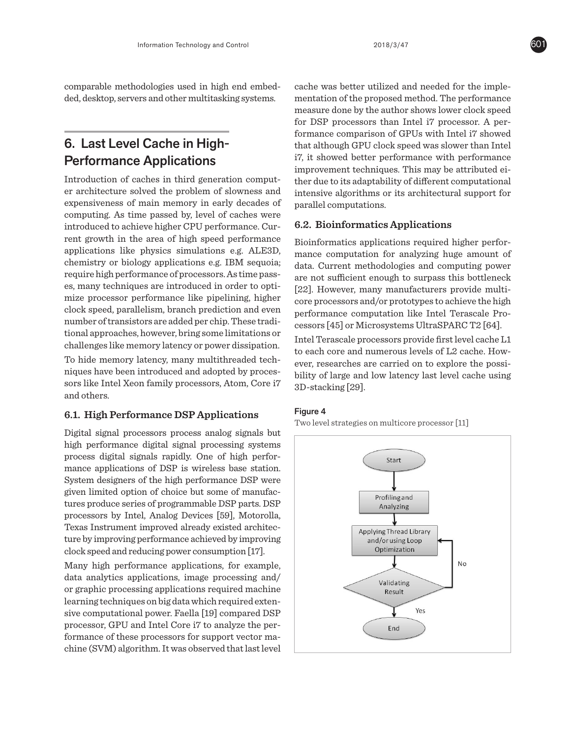comparable methodologies used in high end embedded, desktop, servers and other multitasking systems.

## 6. Last Level Cache in High-Performance Applications

Introduction of caches in third generation computer architecture solved the problem of slowness and expensiveness of main memory in early decades of computing. As time passed by, level of caches were introduced to achieve higher CPU performance. Current growth in the area of high speed performance applications like physics simulations e.g. ALE3D, chemistry or biology applications e.g. IBM sequoia; require high performance of processors. As time passes, many techniques are introduced in order to optimize processor performance like pipelining, higher clock speed, parallelism, branch prediction and even number of transistors are added per chip. These traditional approaches, however, bring some limitations or challenges like memory latency or power dissipation.

To hide memory latency, many multithreaded techniques have been introduced and adopted by processors like Intel Xeon family processors, Atom, Core i7 and others.

### 6.1. High Performance DSP Applications

Digital signal processors process analog signals but high performance digital signal processing systems process digital signals rapidly. One of high performance applications of DSP is wireless base station. System designers of the high performance DSP were given limited option of choice but some of manufactures produce series of programmable DSP parts. DSP processors by Intel, Analog Devices [59], Motorolla, Texas Instrument improved already existed architecture by improving performance achieved by improving clock speed and reducing power consumption [17].

Many high performance applications, for example, data analytics applications, image processing and/or graphic processing applications required machine learning techniques on big data which required extensive computational power. Faella [19] compared DSP processor, GPU and Intel Core i7 to analyze the performance of these processors for support vector machine (SVM) algorithm. It was observed that last level cache was better utilized and needed for the implementation of the proposed method. The performance measure done by the author shows lower clock speed for DSP processors than Intel i7 processor. A performance comparison of GPUs with Intel i7 showed that although GPU clock speed was slower than Intel i7, it showed better performance with performance improvement techniques. This may be attributed either due to its adaptability of different computational intensive algorithms or its architectural support for parallel computations.

### 6.2. Bioinformatics Applications

Bioinformatics applications required higher performance computation for analyzing huge amount of data. Current methodologies and computing power are not sufficient enough to surpass this bottleneck [22]. However, many manufacturers provide multicore processors and/or prototypes to achieve the high performance computation like Intel Terascale Processors [45] or Microsystems UltraSPARC T2 [64].

Intel Terascale processors provide first level cache L1 to each core and numerous levels of L2 cache. However, researches are carried on to explore the possibility of large and low latency last level cache using 3D-stacking [29].

**Figure 4**

Two level strategies on multicore processor [11]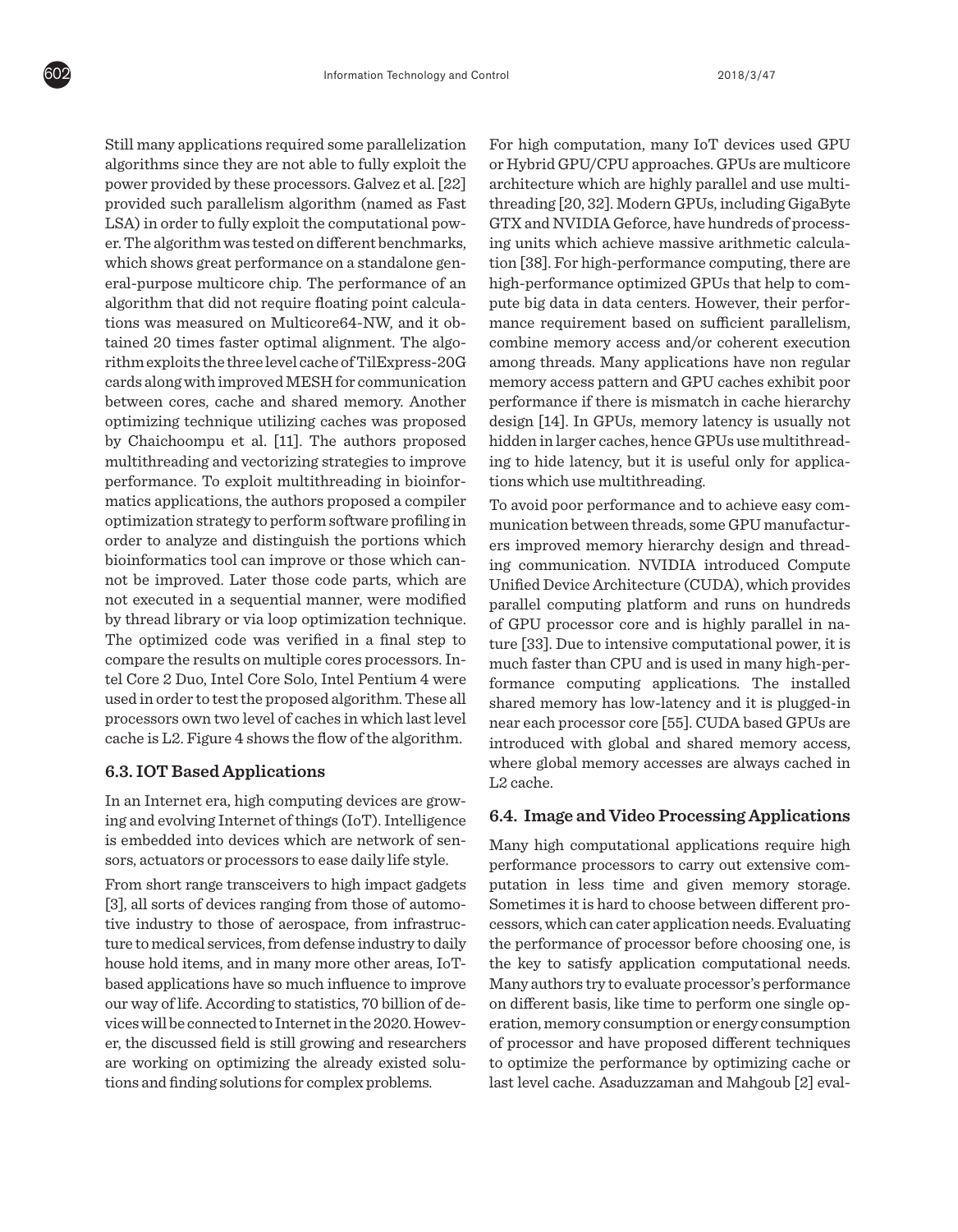Still many applications required some parallelization algorithms since they are not able to fully exploit the power provided by these processors. Galvez et al. [22] provided such parallelism algorithm (named as Fast LSA) in order to fully exploit the computational power. The algorithm was tested on different benchmarks, which shows great performance on a standalone general-purpose multicore chip. The performance of an algorithm that did not require floating point calculations was measured on Multicore64-NW, and it obtained 20 times faster optimal alignment. The algorithm exploits the three level cache of TilExpress-20G cards along with improved MESH for communication between cores, cache and shared memory. Another optimizing technique utilizing caches was proposed by Chaichoompu et al. [11]. The authors proposed multithreading and vectorizing strategies to improve performance. To exploit multithreading in bioinformatics applications, the authors proposed a compiler optimization strategy to perform software profiling in order to analyze and distinguish the portions which bioinformatics tool can improve or those which cannot be improved. Later those code parts, which are not executed in a sequential manner, were modified by thread library or via loop optimization technique. The optimized code was verified in a final step to compare the results on multiple cores processors. Intel Core 2 Duo, Intel Core Solo, Intel Pentium 4 were used in order to test the proposed algorithm. These all processors own two level of caches in which last level cache is L2. Figure 4 shows the flow of the algorithm.

### 6.3. IOT Based Applications

In an Internet era, high computing devices are growing and evolving Internet of things (IoT). Intelligence is embedded into devices which are network of sensors, actuators or processors to ease daily life style.

From short range transceivers to high impact gadgets [3], all sorts of devices ranging from those of automotive industry to those of aerospace, from infrastructure to medical services, from defense industry to daily house hold items, and in many more other areas, IoT-based applications have so much influence to improve our way of life. According to statistics, 70 billion of devices will be connected to Internet in the 2020. However, the discussed field is still growing and researchers are working on optimizing the already existed solutions and finding solutions for complex problems.

For high computation, many IoT devices used GPU or Hybrid GPU/CPU approaches. GPUs are multicore architecture which are highly parallel and use multithreading [20, 32]. Modern GPUs, including GigaByte GTX and NVIDIA Geforce, have hundreds of processing units which achieve massive arithmetic calculation [38]. For high-performance computing, there are high-performance optimized GPUs that help to compute big data in data centers. However, their performance requirement based on sufficient parallelism, combine memory access and/or coherent execution among threads. Many applications have non regular memory access pattern and GPU caches exhibit poor performance if there is mismatch in cache hierarchy design [14]. In GPUs, memory latency is usually not hidden in larger caches, hence GPUs use multithreading to hide latency, but it is useful only for applications which use multithreading.

To avoid poor performance and to achieve easy communication between threads, some GPU manufacturers improved memory hierarchy design and threading communication. NVIDIA introduced Compute Unified Device Architecture (CUDA), which provides parallel computing platform and runs on hundreds of GPU processor core and is highly parallel in nature [33]. Due to intensive computational power, it is much faster than CPU and is used in many high-performance computing applications. The installed shared memory has low-latency and it is plugged-in near each processor core [55]. CUDA based GPUs are introduced with global and shared memory access, where global memory accesses are always cached in L2 cache.

### 6.4. Image and Video Processing Applications

Many high computational applications require high performance processors to carry out extensive computation in less time and given memory storage. Sometimes it is hard to choose between different processors, which can cater application needs. Evaluating the performance of processor before choosing one, is the key to satisfy application computational needs. Many authors try to evaluate processor's performance on different basis, like time to perform one single operation, memory consumption or energy consumption of processor and have proposed different techniques to optimize the performance by optimizing cache or last level cache. Asaduzzaman and Mahgoub [2] eval-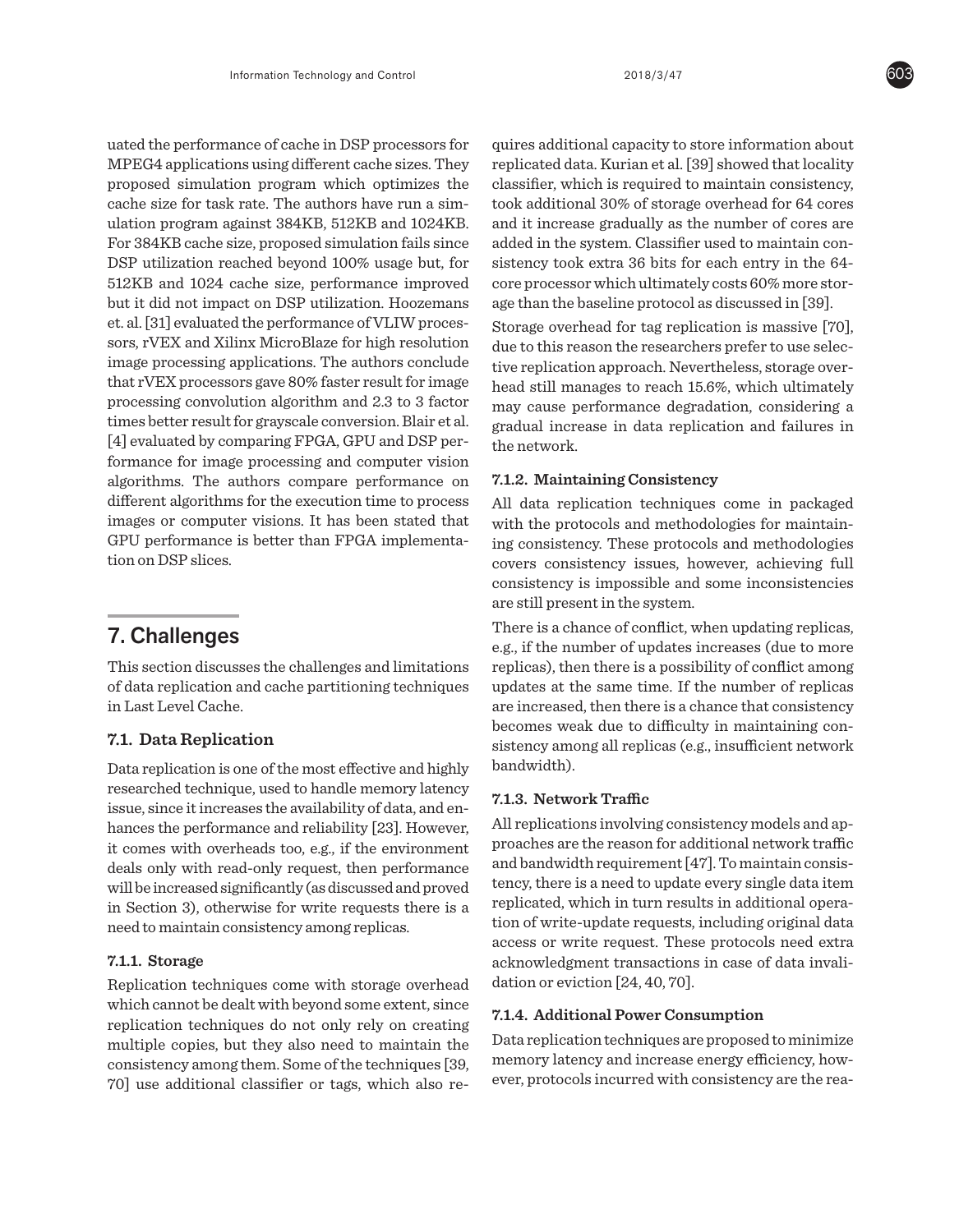uated the performance of cache in DSP processors for MPEG4 applications using different cache sizes. They proposed simulation program which optimizes the cache size for task rate. The authors have run a simulation program against 384KB, 512KB and 1024KB. For 384KB cache size, proposed simulation fails since DSP utilization reached beyond 100% usage but, for 512KB and 1024 cache size, performance improved but it did not impact on DSP utilization. Hoozemans et. al. [31] evaluated the performance of VLIW processors, rVEX and Xilinx MicroBlaze for high resolution image processing applications. The authors conclude that rVEX processors gave 80% faster result for image processing convolution algorithm and 2.3 to 3 factor times better result for grayscale conversion. Blair et al. [4] evaluated by comparing FPGA, GPU and DSP performance for image processing and computer vision algorithms. The authors compare performance on different algorithms for the execution time to process images or computer visions. It has been stated that GPU performance is better than FPGA implementation on DSP slices.

# 7. Challenges

This section discusses the challenges and limitations of data replication and cache partitioning techniques in Last Level Cache.

## 7.1. Data Replication

Data replication is one of the most effective and highly researched technique, used to handle memory latency issue, since it increases the availability of data, and enhances the performance and reliability [23]. However, it comes with overheads too, e.g., if the environment deals only with read-only request, then performance will be increased significantly (as discussed and proved in Section 3), otherwise for write requests there is a need to maintain consistency among replicas.

### 7.1.1. Storage

Replication techniques come with storage overhead which cannot be dealt with beyond some extent, since replication techniques do not only rely on creating multiple copies, but they also need to maintain the consistency among them. Some of the techniques [39, 70] use additional classifier or tags, which also requires additional capacity to store information about replicated data. Kurian et al. [39] showed that locality classifier, which is required to maintain consistency, took additional 30% of storage overhead for 64 cores and it increase gradually as the number of cores are added in the system. Classifier used to maintain consistency took extra 36 bits for each entry in the 64-core processor which ultimately costs 60% more storage than the baseline protocol as discussed in [39].

Storage overhead for tag replication is massive [70], due to this reason the researchers prefer to use selective replication approach. Nevertheless, storage overhead still manages to reach 15.6%, which ultimately may cause performance degradation, considering a gradual increase in data replication and failures in the network.

### 7.1.2. Maintaining Consistency

All data replication techniques come in packaged with the protocols and methodologies for maintaining consistency. These protocols and methodologies covers consistency issues, however, achieving full consistency is impossible and some inconsistencies are still present in the system.

There is a chance of conflict, when updating replicas, e.g., if the number of updates increases (due to more replicas), then there is a possibility of conflict among updates at the same time. If the number of replicas are increased, then there is a chance that consistency becomes weak due to difficulty in maintaining consistency among all replicas (e.g., insufficient network bandwidth).

### 7.1.3. Network Traffic

All replications involving consistency models and approaches are the reason for additional network traffic and bandwidth requirement [47]. To maintain consistency, there is a need to update every single data item replicated, which in turn results in additional operation of write-update requests, including original data access or write request. These protocols need extra acknowledgment transactions in case of data invalidation or eviction [24, 40, 70].

### 7.1.4. Additional Power Consumption

Data replication techniques are proposed to minimize memory latency and increase energy efficiency, however, protocols incurred with consistency are the rea-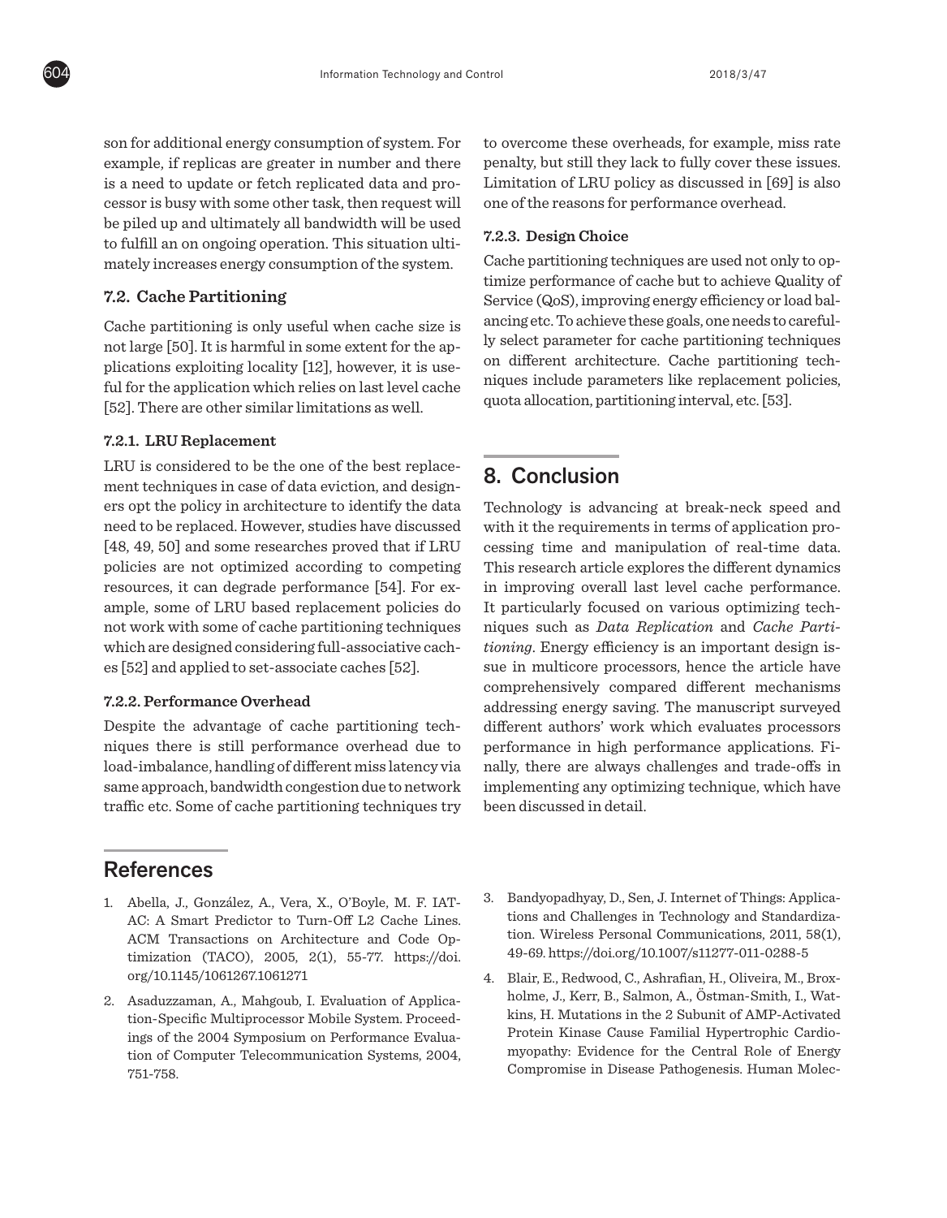son for additional energy consumption of system. For example, if replicas are greater in number and there is a need to update or fetch replicated data and processor is busy with some other task, then request will be piled up and ultimately all bandwidth will be used to fulfill an on ongoing operation. This situation ultimately increases energy consumption of the system.

### 7.2. Cache Partitioning

Cache partitioning is only useful when cache size is not large [50]. It is harmful in some extent for the applications exploiting locality [12], however, it is useful for the application which relies on last level cache [52]. There are other similar limitations as well.

#### 7.2.1. LRU Replacement

LRU is considered to be the one of the best replacement techniques in case of data eviction, and designers opt the policy in architecture to identify the data need to be replaced. However, studies have discussed [48, 49, 50] and some researches proved that if LRU policies are not optimized according to competing resources, it can degrade performance [54]. For example, some of LRU based replacement policies do not work with some of cache partitioning techniques which are designed considering full-associative caches [52] and applied to set-associate caches [52].

#### 7.2.2. Performance Overhead

Despite the advantage of cache partitioning techniques there is still performance overhead due to load-imbalance, handling of different miss latency via same approach, bandwidth congestion due to network traffic etc. Some of cache partitioning techniques try to overcome these overheads, for example, miss rate penalty, but still they lack to fully cover these issues. Limitation of LRU policy as discussed in [69] is also one of the reasons for performance overhead.

#### 7.2.3. Design Choice

Cache partitioning techniques are used not only to optimize performance of cache but to achieve Quality of Service (QoS), improving energy efficiency or load balancing etc. To achieve these goals, one needs to carefully select parameter for cache partitioning techniques on different architecture. Cache partitioning techniques include parameters like replacement policies, quota allocation, partitioning interval, etc. [53].

## 8. Conclusion

Technology is advancing at break-neck speed and with it the requirements in terms of application processing time and manipulation of real-time data. This research article explores the different dynamics in improving overall last level cache performance. It particularly focused on various optimizing techniques such as *Data Replication* and *Cache Partitioning*. Energy efficiency is an important design issue in multicore processors, hence the article have comprehensively compared different mechanisms addressing energy saving. The manuscript surveyed different authors' work which evaluates processors performance in high performance applications. Finally, there are always challenges and trade-offs in implementing any optimizing technique, which have been discussed in detail.

## References

1. Abella, J., González, A., Vera, X., O'Boyle, M. F. IATAC: A Smart Predictor to Turn-Off L2 Cache Lines. ACM Transactions on Architecture and Code Optimization (TACO), 2005, 2(1), 55-77. https://doi.org/10.1145/1061267.1061271
2. Asaduzzaman, A., Mahgoub, I. Evaluation of Application-Specific Multiprocessor Mobile System. Proceedings of the 2004 Symposium on Performance Evaluation of Computer Telecommunication Systems, 2004, 751-758.
3. Bandyopadhyay, D., Sen, J. Internet of Things: Applications and Challenges in Technology and Standardization. Wireless Personal Communications, 2011, 58(1), 49-69. https://doi.org/10.1007/s11277-011-0288-5
4. Blair, E., Redwood, C., Ashrafian, H., Oliveira, M., Broxholme, J., Kerr, B., Salmon, A., Östman-Smith, I., Watkins, H. Mutations in the 2 Subunit of AMP-Activated Protein Kinase Cause Familial Hypertrophic Cardiomyopathy: Evidence for the Central Role of Energy Compromise in Disease Pathogenesis. Human Molec-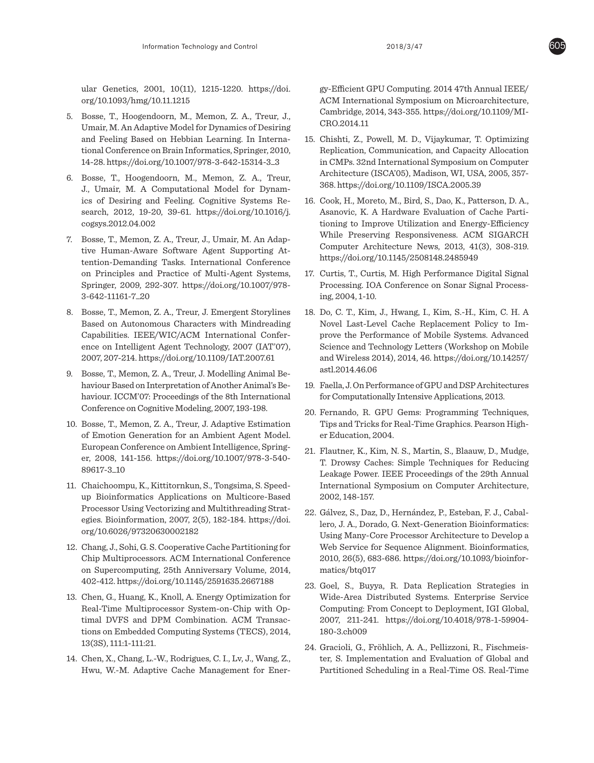ular Genetics, 2001, 10(11), 1215-1220. https://doi.org/10.1093/hmg/10.11.1215

5. Bosse, T., Hoogendoorn, M., Memon, Z. A., Treur, J., Umair, M. An Adaptive Model for Dynamics of Desiring and Feeling Based on Hebbian Learning. In International Conference on Brain Informatics, Springer, 2010, 14-28. https://doi.org/10.1007/978-3-642-15314-3_3

6. Bosse, T., Hoogendoorn, M., Memon, Z. A., Treur, J., Umair, M. A Computational Model for Dynamics of Desiring and Feeling. Cognitive Systems Research, 2012, 19-20, 39-61. https://doi.org/10.1016/j.cogsys.2012.04.002

7. Bosse, T., Memon, Z. A., Treur, J., Umair, M. An Adaptive Human-Aware Software Agent Supporting Attention-Demanding Tasks. International Conference on Principles and Practice of Multi-Agent Systems, Springer, 2009, 292-307. https://doi.org/10.1007/978-3-642-11161-7_20

8. Bosse, T., Memon, Z. A., Treur, J. Emergent Storylines Based on Autonomous Characters with Mindreading Capabilities. IEEE/WIC/ACM International Conference on Intelligent Agent Technology, 2007 (IAT'07), 2007, 207-214. https://doi.org/10.1109/IAT.2007.61

9. Bosse, T., Memon, Z. A., Treur, J. Modelling Animal Behaviour Based on Interpretation of Another Animal's Behaviour. ICCM'07: Proceedings of the 8th International Conference on Cognitive Modeling, 2007, 193-198.

10. Bosse, T., Memon, Z. A., Treur, J. Adaptive Estimation of Emotion Generation for an Ambient Agent Model. European Conference on Ambient Intelligence, Springer, 2008, 141-156. https://doi.org/10.1007/978-3-540-89617-3_10

11. Chaichoompu, K., Kittitornkun, S., Tongsima, S. Speedup Bioinformatics Applications on Multicore-Based Processor Using Vectorizing and Multithreading Strategies. Bioinformation, 2007, 2(5), 182-184. https://doi.org/10.6026/97320630002182

12. Chang, J., Sohi, G. S. Cooperative Cache Partitioning for Chip Multiprocessors. ACM International Conference on Supercomputing, 25th Anniversary Volume, 2014, 402-412. https://doi.org/10.1145/2591635.2667188

13. Chen, G., Huang, K., Knoll, A. Energy Optimization for Real-Time Multiprocessor System-on-Chip with Optimal DVFS and DPM Combination. ACM Transactions on Embedded Computing Systems (TECS), 2014, 13(3S), 111:1-111:21.

14. Chen, X., Chang, L.-W., Rodrigues, C. I., Lv, J., Wang, Z., Hwu, W.-M. Adaptive Cache Management for Energy-Efficient GPU Computing. 2014 47th Annual IEEE/ACM International Symposium on Microarchitecture, Cambridge, 2014, 343-355. https://doi.org/10.1109/MICRO.2014.11

15. Chishti, Z., Powell, M. D., Vijaykumar, T. Optimizing Replication, Communication, and Capacity Allocation in CMPs. 32nd International Symposium on Computer Architecture (ISCA'05), Madison, WI, USA, 2005, 357-368. https://doi.org/10.1109/ISCA.2005.39

16. Cook, H., Moreto, M., Bird, S., Dao, K., Patterson, D. A., Asanovic, K. A Hardware Evaluation of Cache Partitioning to Improve Utilization and Energy-Efficiency While Preserving Responsiveness. ACM SIGARCH Computer Architecture News, 2013, 41(3), 308-319. https://doi.org/10.1145/2508148.2485949

17. Curtis, T., Curtis, M. High Performance Digital Signal Processing. IOA Conference on Sonar Signal Processing, 2004, 1-10.

18. Do, C. T., Kim, J., Hwang, I., Kim, S.-H., Kim, C. H. A Novel Last-Level Cache Replacement Policy to Improve the Performance of Mobile Systems. Advanced Science and Technology Letters (Workshop on Mobile and Wireless 2014), 2014, 46. https://doi.org/10.14257/astl.2014.46.06

19. Faella, J. On Performance of GPU and DSP Architectures for Computationally Intensive Applications, 2013.

20. Fernando, R. GPU Gems: Programming Techniques, Tips and Tricks for Real-Time Graphics. Pearson Higher Education, 2004.

21. Flautner, K., Kim, N. S., Martin, S., Blaauw, D., Mudge, T. Drowsy Caches: Simple Techniques for Reducing Leakage Power. IEEE Proceedings of the 29th Annual International Symposium on Computer Architecture, 2002, 148-157.

22. Gálvez, S., Daz, D., Hernández, P., Esteban, F. J., Caballero, J. A., Dorado, G. Next-Generation Bioinformatics: Using Many-Core Processor Architecture to Develop a Web Service for Sequence Alignment. Bioinformatics, 2010, 26(5), 683-686. https://doi.org/10.1093/bioinformatics/btq017

23. Goel, S., Buyya, R. Data Replication Strategies in Wide-Area Distributed Systems. Enterprise Service Computing: From Concept to Deployment, IGI Global, 2007, 211-241. https://doi.org/10.4018/978-1-59904-180-3.ch009

24. Gracioli, G., Fröhlich, A. A., Pellizzoni, R., Fischmeister, S. Implementation and Evaluation of Global and Partitioned Scheduling in a Real-Time OS. Real-Time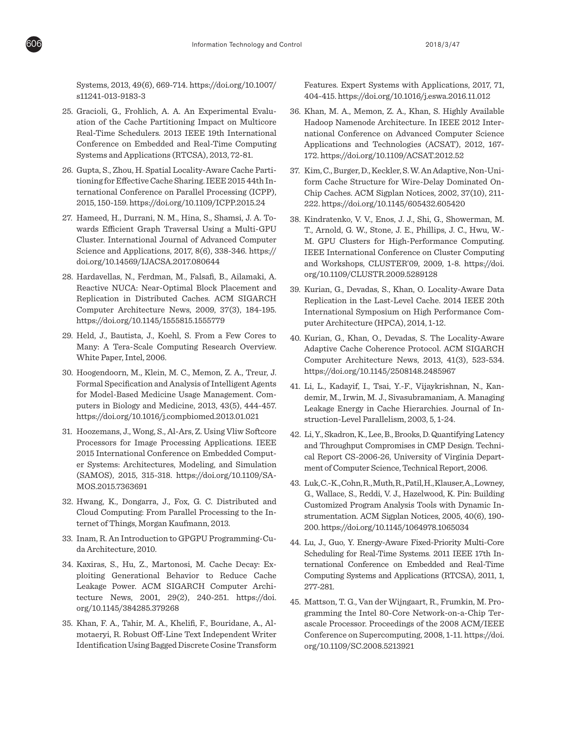Systems, 2013, 49(6), 669-714. https://doi.org/10.1007/s11241-013-9183-3

25. Gracioli, G., Frohlich, A. A. An Experimental Evaluation of the Cache Partitioning Impact on Multicore Real-Time Schedulers. 2013 IEEE 19th International Conference on Embedded and Real-Time Computing Systems and Applications (RTCSA), 2013, 72-81.

26. Gupta, S., Zhou, H. Spatial Locality-Aware Cache Partitioning for Effective Cache Sharing. IEEE 2015 44th International Conference on Parallel Processing (ICPP), 2015, 150-159. https://doi.org/10.1109/ICPP.2015.24

27. Hameed, H., Durrani, N. M., Hina, S., Shamsi, J. A. Towards Efficient Graph Traversal Using a Multi-GPU Cluster. International Journal of Advanced Computer Science and Applications, 2017, 8(6), 338-346. https://doi.org/10.14569/IJACSA.2017.080644

28. Hardavellas, N., Ferdman, M., Falsafi, B., Ailamaki, A. Reactive NUCA: Near-Optimal Block Placement and Replication in Distributed Caches. ACM SIGARCH Computer Architecture News, 2009, 37(3), 184-195. https://doi.org/10.1145/1555815.1555779

29. Held, J., Bautista, J., Koehl, S. From a Few Cores to Many: A Tera-Scale Computing Research Overview. White Paper, Intel, 2006.

30. Hoogendoorn, M., Klein, M. C., Memon, Z. A., Treur, J. Formal Specification and Analysis of Intelligent Agents for Model-Based Medicine Usage Management. Computers in Biology and Medicine, 2013, 43(5), 444-457. https://doi.org/10.1016/j.compbiomed.2013.01.021

31. Hoozemans, J., Wong, S., Al-Ars, Z. Using Vliw Softcore Processors for Image Processing Applications. IEEE 2015 International Conference on Embedded Computer Systems: Architectures, Modeling, and Simulation (SAMOS), 2015, 315-318. https://doi.org/10.1109/SAMOS.2015.7363691

32. Hwang, K., Dongarra, J., Fox, G. C. Distributed and Cloud Computing: From Parallel Processing to the Internet of Things, Morgan Kaufmann, 2013.

33. Inam, R. An Introduction to GPGPU Programming-Cuda Architecture, 2010.

34. Kaxiras, S., Hu, Z., Martonosi, M. Cache Decay: Exploiting Generational Behavior to Reduce Cache Leakage Power. ACM SIGARCH Computer Architecture News, 2001, 29(2), 240-251. https://doi.org/10.1145/384285.379268

35. Khan, F. A., Tahir, M. A., Khelifi, F., Bouridane, A., Almotaeryi, R. Robust Off-Line Text Independent Writer Identification Using Bagged Discrete Cosine Transform Features. Expert Systems with Applications, 2017, 71, 404-415. https://doi.org/10.1016/j.eswa.2016.11.012

36. Khan, M. A., Memon, Z. A., Khan, S. Highly Available Hadoop Namenode Architecture. In IEEE 2012 International Conference on Advanced Computer Science Applications and Technologies (ACSAT), 2012, 167-172. https://doi.org/10.1109/ACSAT.2012.52

37. Kim, C., Burger, D., Keckler, S. W. An Adaptive, Non-Uniform Cache Structure for Wire-Delay Dominated On-Chip Caches. ACM Sigplan Notices, 2002, 37(10), 211-222. https://doi.org/10.1145/605432.605420

38. Kindratenko, V. V., Enos, J. J., Shi, G., Showerman, M. T., Arnold, G. W., Stone, J. E., Phillips, J. C., Hwu, W.-M. GPU Clusters for High-Performance Computing. IEEE International Conference on Cluster Computing and Workshops, CLUSTER'09, 2009, 1-8. https://doi.org/10.1109/CLUSTR.2009.5289128

39. Kurian, G., Devadas, S., Khan, O. Locality-Aware Data Replication in the Last-Level Cache. 2014 IEEE 20th International Symposium on High Performance Computer Architecture (HPCA), 2014, 1-12.

40. Kurian, G., Khan, O., Devadas, S. The Locality-Aware Adaptive Cache Coherence Protocol. ACM SIGARCH Computer Architecture News, 2013, 41(3), 523-534. https://doi.org/10.1145/2508148.2485967

41. Li, L., Kadayif, I., Tsai, Y.-F., Vijaykrishnan, N., Kandemir, M., Irwin, M. J., Sivasubramaniam, A. Managing Leakage Energy in Cache Hierarchies. Journal of Instruction-Level Parallelism, 2003, 5, 1-24.

42. Li, Y., Skadron, K., Lee, B., Brooks, D. Quantifying Latency and Throughput Compromises in CMP Design. Technical Report CS-2006-26, University of Virginia Department of Computer Science, Technical Report, 2006.

43. Luk, C.-K., Cohn, R., Muth, R., Patil, H., Klauser, A., Lowney, G., Wallace, S., Reddi, V. J., Hazelwood, K. Pin: Building Customized Program Analysis Tools with Dynamic Instrumentation. ACM Sigplan Notices, 2005, 40(6), 190-200. https://doi.org/10.1145/1064978.1065034

44. Lu, J., Guo, Y. Energy-Aware Fixed-Priority Multi-Core Scheduling for Real-Time Systems. 2011 IEEE 17th International Conference on Embedded and Real-Time Computing Systems and Applications (RTCSA), 2011, 1, 277-281.

45. Mattson, T. G., Van der Wijngaart, R., Frumkin, M. Programming the Intel 80-Core Network-on-a-Chip Terascale Processor. Proceedings of the 2008 ACM/IEEE Conference on Supercomputing, 2008, 1-11. https://doi.org/10.1109/SC.2008.5213921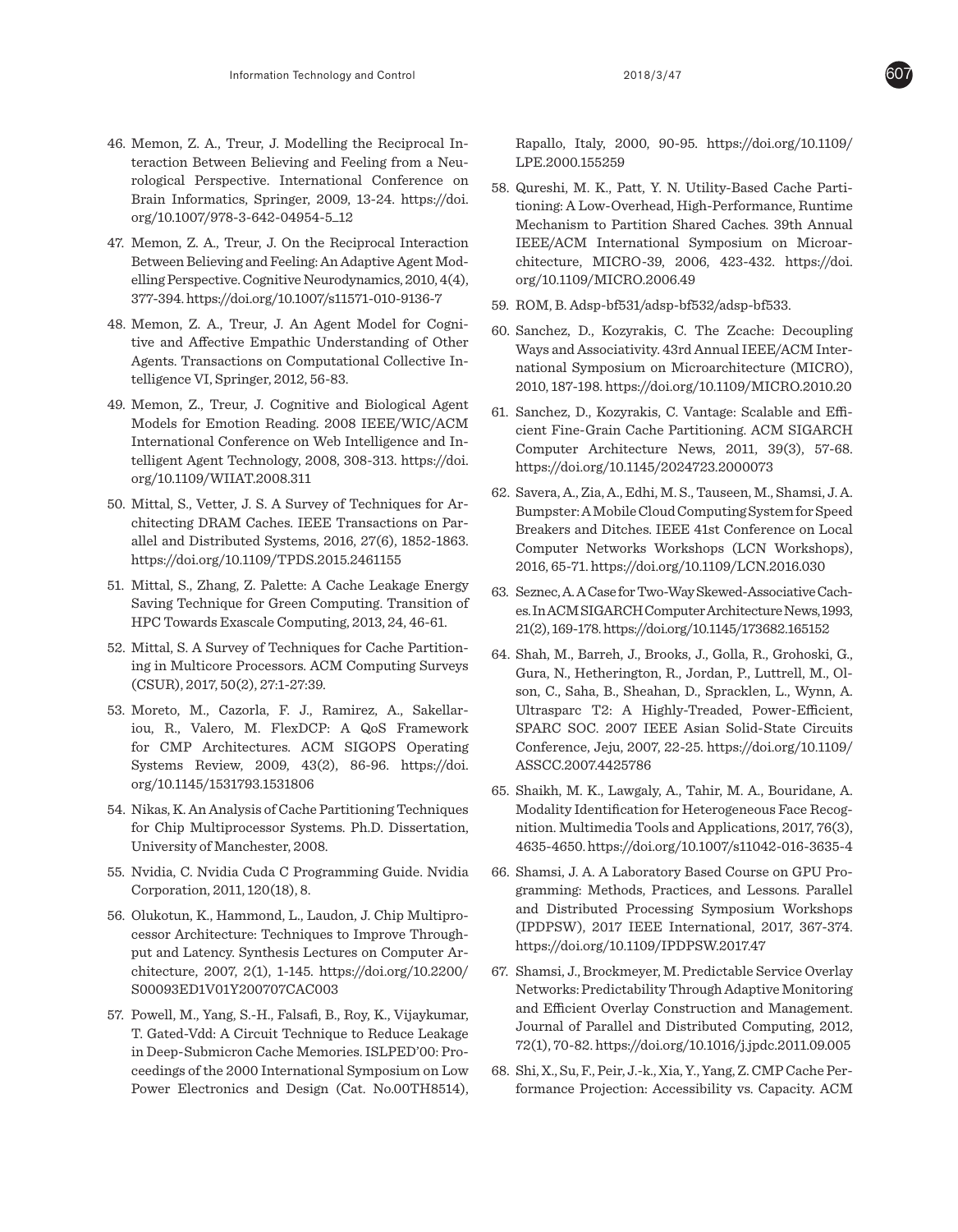46. Memon, Z. A., Treur, J. Modelling the Reciprocal Interaction Between Believing and Feeling from a Neurological Perspective. International Conference on Brain Informatics, Springer, 2009, 13-24. https://doi.org/10.1007/978-3-642-04954-5_12

47. Memon, Z. A., Treur, J. On the Reciprocal Interaction Between Believing and Feeling: An Adaptive Agent Modelling Perspective. Cognitive Neurodynamics, 2010, 4(4), 377-394. https://doi.org/10.1007/s11571-010-9136-7

48. Memon, Z. A., Treur, J. An Agent Model for Cognitive and Affective Empathic Understanding of Other Agents. Transactions on Computational Collective Intelligence VI, Springer, 2012, 56-83.

49. Memon, Z., Treur, J. Cognitive and Biological Agent Models for Emotion Reading. 2008 IEEE/WIC/ACM International Conference on Web Intelligence and Intelligent Agent Technology, 2008, 308-313. https://doi.org/10.1109/WIIAT.2008.311

50. Mittal, S., Vetter, J. S. A Survey of Techniques for Architecting DRAM Caches. IEEE Transactions on Parallel and Distributed Systems, 2016, 27(6), 1852-1863. https://doi.org/10.1109/TPDS.2015.2461155

51. Mittal, S., Zhang, Z. Palette: A Cache Leakage Energy Saving Technique for Green Computing. Transition of HPC Towards Exascale Computing, 2013, 24, 46-61.

52. Mittal, S. A Survey of Techniques for Cache Partitioning in Multicore Processors. ACM Computing Surveys (CSUR), 2017, 50(2), 27:1-27:39.

53. Moreto, M., Cazorla, F. J., Ramirez, A., Sakellariou, R., Valero, M. FlexDCP: A QoS Framework for CMP Architectures. ACM SIGOPS Operating Systems Review, 2009, 43(2), 86-96. https://doi.org/10.1145/1531793.1531806

54. Nikas, K. An Analysis of Cache Partitioning Techniques for Chip Multiprocessor Systems. Ph.D. Dissertation, University of Manchester, 2008.

55. Nvidia, C. Nvidia Cuda C Programming Guide. Nvidia Corporation, 2011, 120(18), 8.

56. Olukotun, K., Hammond, L., Laudon, J. Chip Multiprocessor Architecture: Techniques to Improve Throughput and Latency. Synthesis Lectures on Computer Architecture, 2007, 2(1), 1-145. https://doi.org/10.2200/S00093ED1V01Y200707CAC003

57. Powell, M., Yang, S.-H., Falsafi, B., Roy, K., Vijaykumar, T. Gated-Vdd: A Circuit Technique to Reduce Leakage in Deep-Submicron Cache Memories. ISLPED'00: Proceedings of the 2000 International Symposium on Low Power Electronics and Design (Cat. No.00TH8514), Rapallo, Italy, 2000, 90-95. https://doi.org/10.1109/LPE.2000.155259

58. Qureshi, M. K., Patt, Y. N. Utility-Based Cache Partitioning: A Low-Overhead, High-Performance, Runtime Mechanism to Partition Shared Caches. 39th Annual IEEE/ACM International Symposium on Microarchitecture, MICRO-39, 2006, 423-432. https://doi.org/10.1109/MICRO.2006.49

59. ROM, B. Adsp-bf531/adsp-bf532/adsp-bf533.

60. Sanchez, D., Kozyrakis, C. The Zcache: Decoupling Ways and Associativity. 43rd Annual IEEE/ACM International Symposium on Microarchitecture (MICRO), 2010, 187-198. https://doi.org/10.1109/MICRO.2010.20

61. Sanchez, D., Kozyrakis, C. Vantage: Scalable and Efficient Fine-Grain Cache Partitioning. ACM SIGARCH Computer Architecture News, 2011, 39(3), 57-68. https://doi.org/10.1145/2024723.2000073

62. Savera, A., Zia, A., Edhi, M. S., Tauseen, M., Shamsi, J. A. Bumpster: A Mobile Cloud Computing System for Speed Breakers and Ditches. IEEE 41st Conference on Local Computer Networks Workshops (LCN Workshops), 2016, 65-71. https://doi.org/10.1109/LCN.2016.030

63. Seznec, A. A Case for Two-Way Skewed-Associative Caches. In ACM SIGARCH Computer Architecture News, 1993, 21(2), 169-178. https://doi.org/10.1145/173682.165152

64. Shah, M., Barreh, J., Brooks, J., Golla, R., Grohoski, G., Gura, N., Hetherington, R., Jordan, P., Luttrell, M., Olson, C., Saha, B., Sheahan, D., Spracklen, L., Wynn, A. Ultrasparc T2: A Highly-Treaded, Power-Efficient, SPARC SOC. 2007 IEEE Asian Solid-State Circuits Conference, Jeju, 2007, 22-25. https://doi.org/10.1109/ASSCC.2007.4425786

65. Shaikh, M. K., Lawgaly, A., Tahir, M. A., Bouridane, A. Modality Identification for Heterogeneous Face Recognition. Multimedia Tools and Applications, 2017, 76(3), 4635-4650. https://doi.org/10.1007/s11042-016-3635-4

66. Shamsi, J. A. A Laboratory Based Course on GPU Programming: Methods, Practices, and Lessons. Parallel and Distributed Processing Symposium Workshops (IPDPSW), 2017 IEEE International, 2017, 367-374. https://doi.org/10.1109/IPDPSW.2017.47

67. Shamsi, J., Brockmeyer, M. Predictable Service Overlay Networks: Predictability Through Adaptive Monitoring and Efficient Overlay Construction and Management. Journal of Parallel and Distributed Computing, 2012, 72(1), 70-82. https://doi.org/10.1016/j.jpdc.2011.09.005

68. Shi, X., Su, F., Peir, J.-k., Xia, Y., Yang, Z. CMP Cache Performance Projection: Accessibility vs. Capacity. ACM